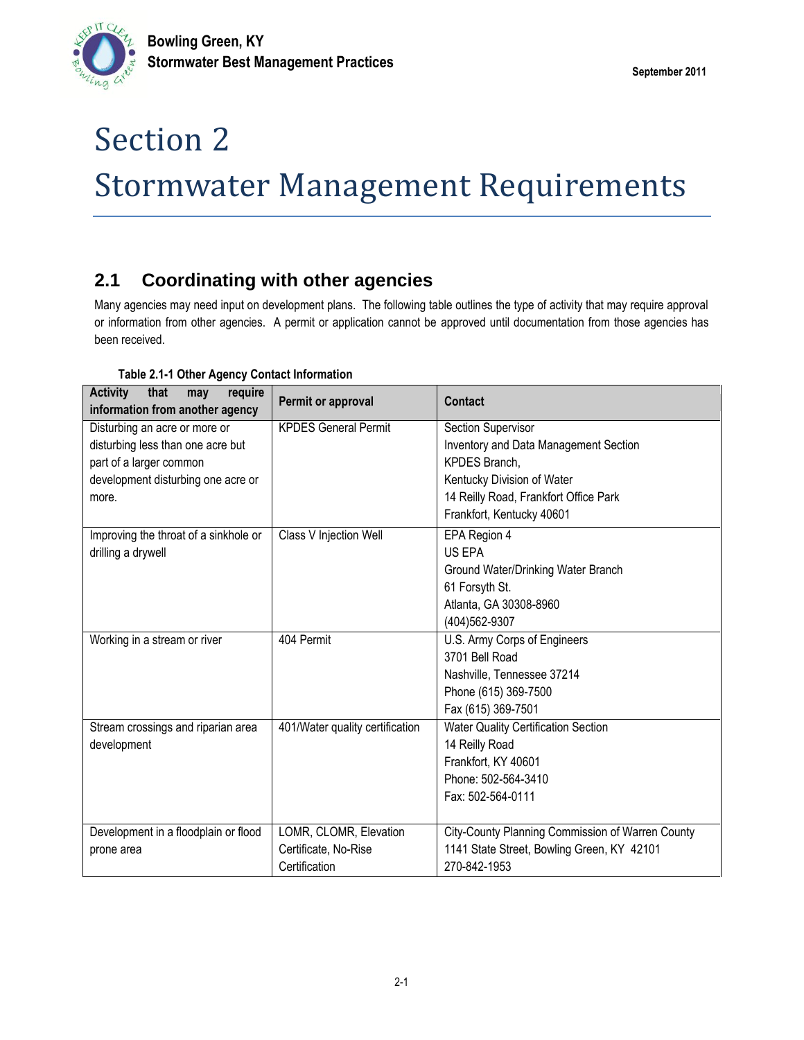# Section 2
# Stormwater Management Requirements

## 2.1 Coordinating with other agencies

Many agencies may need input on development plans. The following table outlines the type of activity that may require approval or information from other agencies. A permit or application cannot be approved until documentation from those agencies has been received.

**Table 2.1-1 Other Agency Contact Information**

| Activity that may require information from another agency | Permit or approval | Contact |
|---|---|---|
| Disturbing an acre or more or disturbing less than one acre but part of a larger common development disturbing one acre or more. | KPDES General Permit | Section Supervisor<br>Inventory and Data Management Section<br>KPDES Branch,<br>Kentucky Division of Water<br>14 Reilly Road, Frankfort Office Park<br>Frankfort, Kentucky 40601 |
| Improving the throat of a sinkhole or drilling a drywell | Class V Injection Well | EPA Region 4<br>US EPA<br>Ground Water/Drinking Water Branch<br>61 Forsyth St.<br>Atlanta, GA 30308-8960<br>(404)562-9307 |
| Working in a stream or river | 404 Permit | U.S. Army Corps of Engineers<br>3701 Bell Road<br>Nashville, Tennessee 37214<br>Phone (615) 369-7500<br>Fax (615) 369-7501 |
| Stream crossings and riparian area development | 401/Water quality certification | Water Quality Certification Section<br>14 Reilly Road<br>Frankfort, KY 40601<br>Phone: 502-564-3410<br>Fax: 502-564-0111 |
| Development in a floodplain or flood prone area | LOMR, CLOMR, Elevation Certificate, No-Rise Certification | City-County Planning Commission of Warren County<br>1141 State Street, Bowling Green, KY 42101<br>270-842-1953 |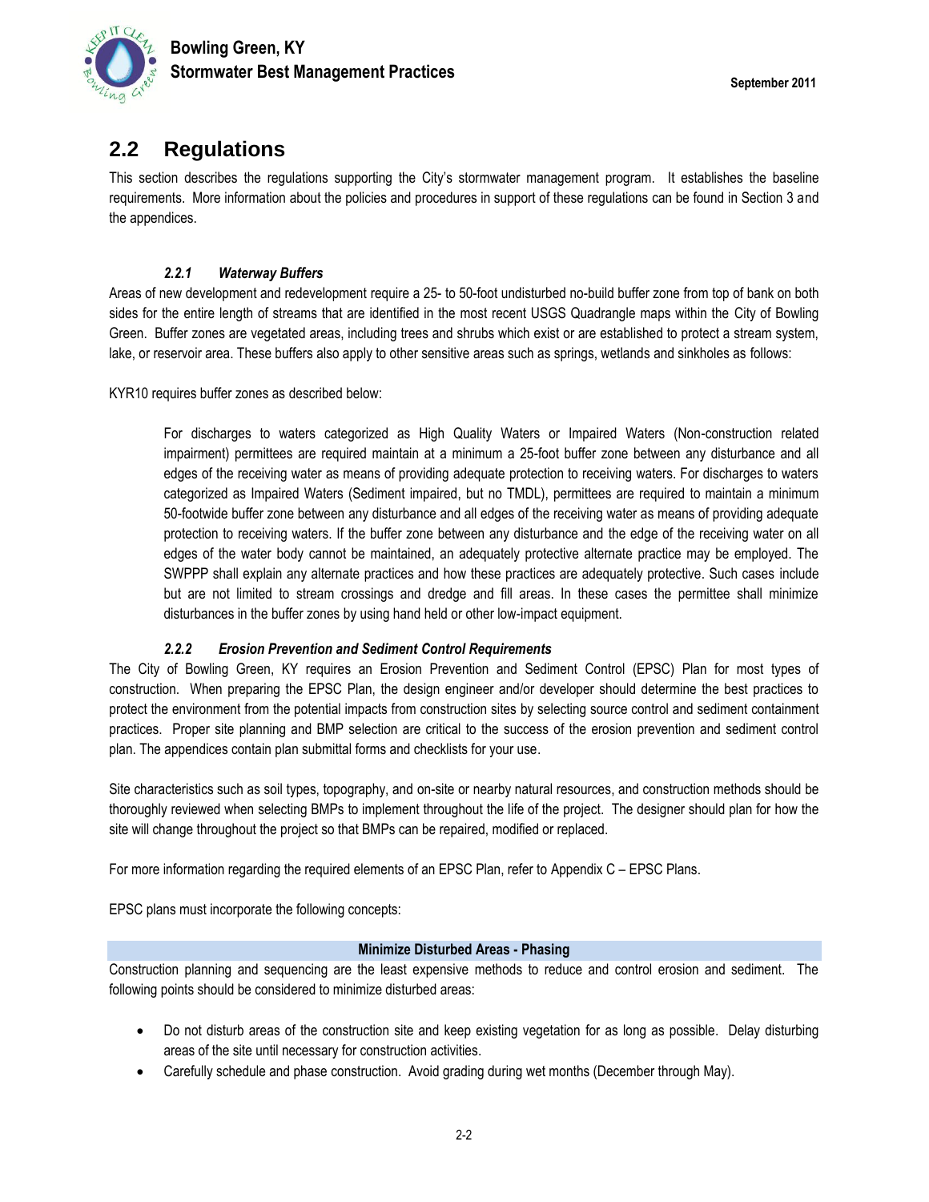## 2.2 Regulations

This section describes the regulations supporting the City's stormwater management program. It establishes the baseline requirements. More information about the policies and procedures in support of these regulations can be found in Section 3 and the appendices.

### *2.2.1 Waterway Buffers*

Areas of new development and redevelopment require a 25- to 50-foot undisturbed no-build buffer zone from top of bank on both sides for the entire length of streams that are identified in the most recent USGS Quadrangle maps within the City of Bowling Green. Buffer zones are vegetated areas, including trees and shrubs which exist or are established to protect a stream system, lake, or reservoir area. These buffers also apply to other sensitive areas such as springs, wetlands and sinkholes as follows:

KYR10 requires buffer zones as described below:

> For discharges to waters categorized as High Quality Waters or Impaired Waters (Non-construction related impairment) permittees are required maintain at a minimum a 25-foot buffer zone between any disturbance and all edges of the receiving water as means of providing adequate protection to receiving waters. For discharges to waters categorized as Impaired Waters (Sediment impaired, but no TMDL), permittees are required to maintain a minimum 50-footwide buffer zone between any disturbance and all edges of the receiving water as means of providing adequate protection to receiving waters. If the buffer zone between any disturbance and the edge of the receiving water on all edges of the water body cannot be maintained, an adequately protective alternate practice may be employed. The SWPPP shall explain any alternate practices and how these practices are adequately protective. Such cases include but are not limited to stream crossings and dredge and fill areas. In these cases the permittee shall minimize disturbances in the buffer zones by using hand held or other low-impact equipment.

### *2.2.2 Erosion Prevention and Sediment Control Requirements*

The City of Bowling Green, KY requires an Erosion Prevention and Sediment Control (EPSC) Plan for most types of construction. When preparing the EPSC Plan, the design engineer and/or developer should determine the best practices to protect the environment from the potential impacts from construction sites by selecting source control and sediment containment practices. Proper site planning and BMP selection are critical to the success of the erosion prevention and sediment control plan. The appendices contain plan submittal forms and checklists for your use.

Site characteristics such as soil types, topography, and on-site or nearby natural resources, and construction methods should be thoroughly reviewed when selecting BMPs to implement throughout the life of the project. The designer should plan for how the site will change throughout the project so that BMPs can be repaired, modified or replaced.

For more information regarding the required elements of an EPSC Plan, refer to Appendix C – EPSC Plans.

EPSC plans must incorporate the following concepts:

| Minimize Disturbed Areas - Phasing |
|---|

Construction planning and sequencing are the least expensive methods to reduce and control erosion and sediment. The following points should be considered to minimize disturbed areas:

- Do not disturb areas of the construction site and keep existing vegetation for as long as possible. Delay disturbing areas of the site until necessary for construction activities.
- Carefully schedule and phase construction. Avoid grading during wet months (December through May).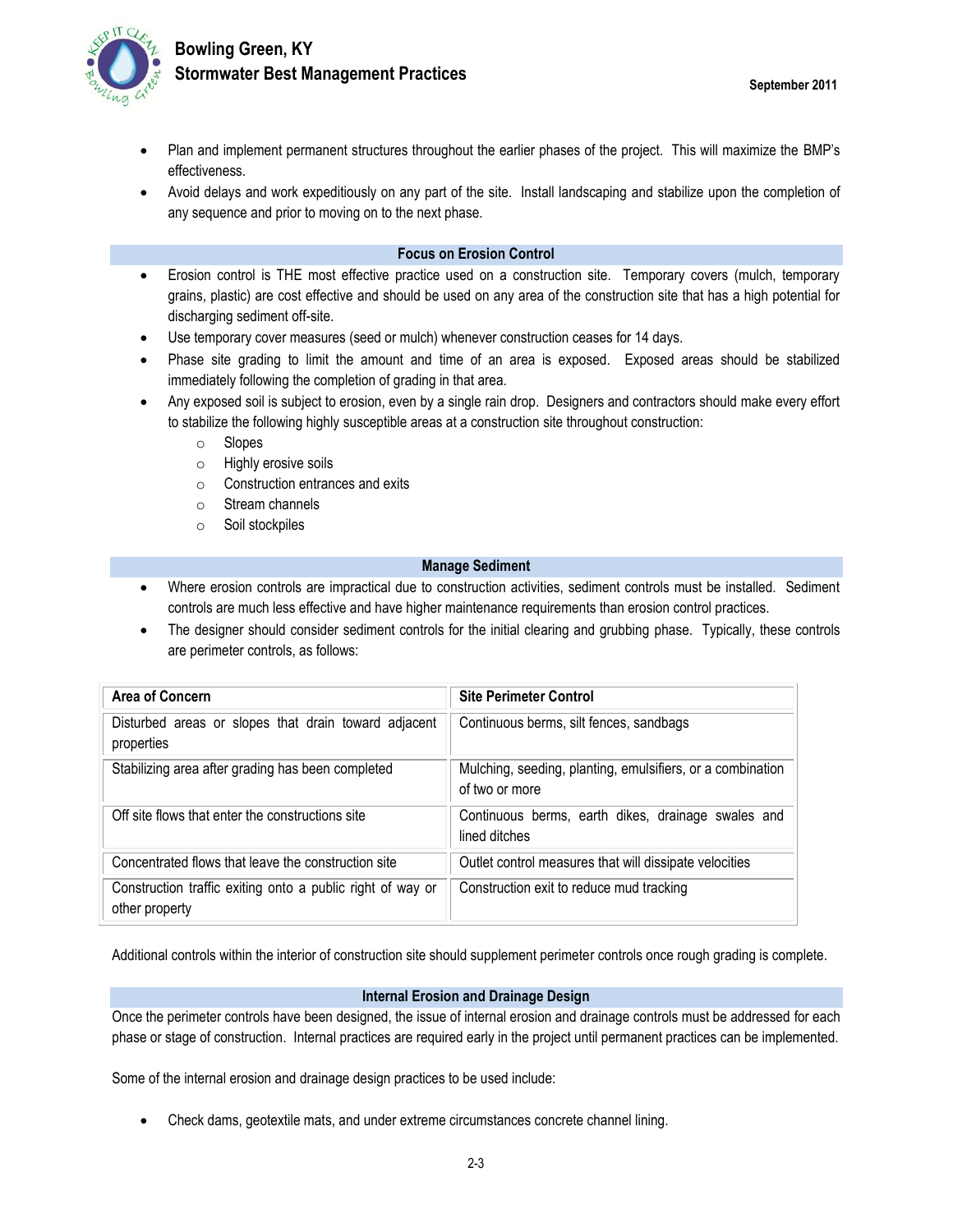- Plan and implement permanent structures throughout the earlier phases of the project. This will maximize the BMP's effectiveness.
- Avoid delays and work expeditiously on any part of the site. Install landscaping and stabilize upon the completion of any sequence and prior to moving on to the next phase.

### Focus on Erosion Control

- Erosion control is THE most effective practice used on a construction site. Temporary covers (mulch, temporary grains, plastic) are cost effective and should be used on any area of the construction site that has a high potential for discharging sediment off-site.
- Use temporary cover measures (seed or mulch) whenever construction ceases for 14 days.
- Phase site grading to limit the amount and time of an area is exposed. Exposed areas should be stabilized immediately following the completion of grading in that area.
- Any exposed soil is subject to erosion, even by a single rain drop. Designers and contractors should make every effort to stabilize the following highly susceptible areas at a construction site throughout construction:
    - Slopes
    - Highly erosive soils
    - Construction entrances and exits
    - Stream channels
    - Soil stockpiles

### Manage Sediment

- Where erosion controls are impractical due to construction activities, sediment controls must be installed. Sediment controls are much less effective and have higher maintenance requirements than erosion control practices.
- The designer should consider sediment controls for the initial clearing and grubbing phase. Typically, these controls are perimeter controls, as follows:

| Area of Concern | Site Perimeter Control |
| --- | --- |
| Disturbed areas or slopes that drain toward adjacent properties | Continuous berms, silt fences, sandbags |
| Stabilizing area after grading has been completed | Mulching, seeding, planting, emulsifiers, or a combination of two or more |
| Off site flows that enter the constructions site | Continuous berms, earth dikes, drainage swales and lined ditches |
| Concentrated flows that leave the construction site | Outlet control measures that will dissipate velocities |
| Construction traffic exiting onto a public right of way or other property | Construction exit to reduce mud tracking |

Additional controls within the interior of construction site should supplement perimeter controls once rough grading is complete.

### Internal Erosion and Drainage Design

Once the perimeter controls have been designed, the issue of internal erosion and drainage controls must be addressed for each phase or stage of construction. Internal practices are required early in the project until permanent practices can be implemented.

Some of the internal erosion and drainage design practices to be used include:

- Check dams, geotextile mats, and under extreme circumstances concrete channel lining.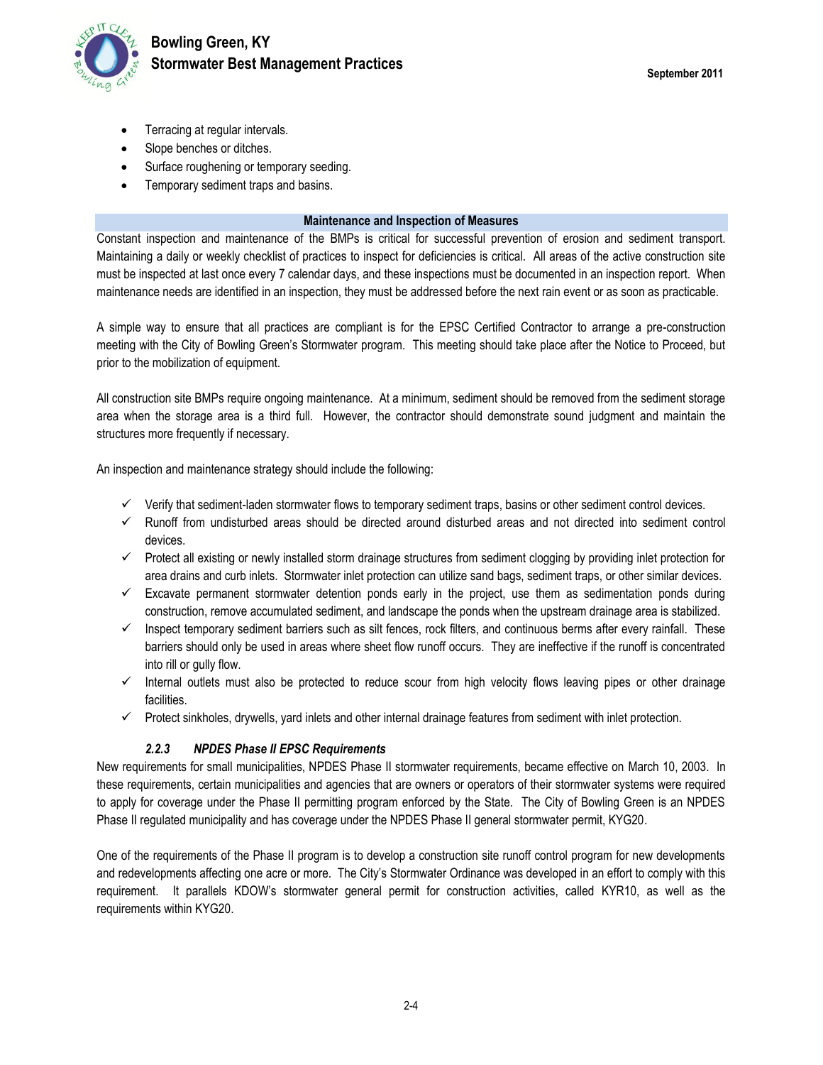- Terracing at regular intervals.
- Slope benches or ditches.
- Surface roughening or temporary seeding.
- Temporary sediment traps and basins.

**Maintenance and Inspection of Measures**

Constant inspection and maintenance of the BMPs is critical for successful prevention of erosion and sediment transport. Maintaining a daily or weekly checklist of practices to inspect for deficiencies is critical. All areas of the active construction site must be inspected at last once every 7 calendar days, and these inspections must be documented in an inspection report. When maintenance needs are identified in an inspection, they must be addressed before the next rain event or as soon as practicable.

A simple way to ensure that all practices are compliant is for the EPSC Certified Contractor to arrange a pre-construction meeting with the City of Bowling Green's Stormwater program. This meeting should take place after the Notice to Proceed, but prior to the mobilization of equipment.

All construction site BMPs require ongoing maintenance. At a minimum, sediment should be removed from the sediment storage area when the storage area is a third full. However, the contractor should demonstrate sound judgment and maintain the structures more frequently if necessary.

An inspection and maintenance strategy should include the following:

- ✓ Verify that sediment-laden stormwater flows to temporary sediment traps, basins or other sediment control devices.
- ✓ Runoff from undisturbed areas should be directed around disturbed areas and not directed into sediment control devices.
- ✓ Protect all existing or newly installed storm drainage structures from sediment clogging by providing inlet protection for area drains and curb inlets. Stormwater inlet protection can utilize sand bags, sediment traps, or other similar devices.
- ✓ Excavate permanent stormwater detention ponds early in the project, use them as sedimentation ponds during construction, remove accumulated sediment, and landscape the ponds when the upstream drainage area is stabilized.
- ✓ Inspect temporary sediment barriers such as silt fences, rock filters, and continuous berms after every rainfall. These barriers should only be used in areas where sheet flow runoff occurs. They are ineffective if the runoff is concentrated into rill or gully flow.
- ✓ Internal outlets must also be protected to reduce scour from high velocity flows leaving pipes or other drainage facilities.
- ✓ Protect sinkholes, drywells, yard inlets and other internal drainage features from sediment with inlet protection.

### *2.2.3 NPDES Phase II EPSC Requirements*

New requirements for small municipalities, NPDES Phase II stormwater requirements, became effective on March 10, 2003. In these requirements, certain municipalities and agencies that are owners or operators of their stormwater systems were required to apply for coverage under the Phase II permitting program enforced by the State. The City of Bowling Green is an NPDES Phase II regulated municipality and has coverage under the NPDES Phase II general stormwater permit, KYG20.

One of the requirements of the Phase II program is to develop a construction site runoff control program for new developments and redevelopments affecting one acre or more. The City's Stormwater Ordinance was developed in an effort to comply with this requirement. It parallels KDOW's stormwater general permit for construction activities, called KYR10, as well as the requirements within KYG20.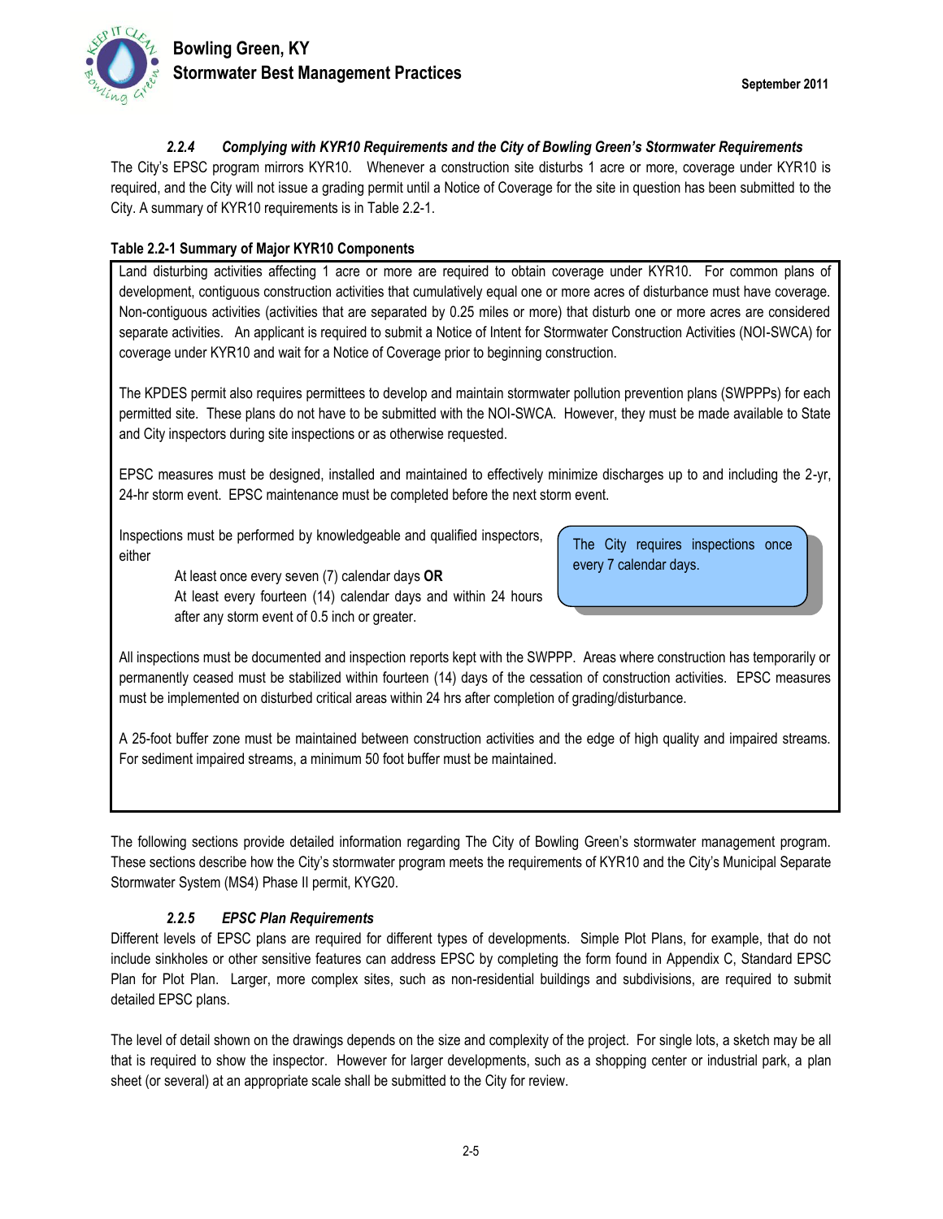#### *2.2.4 Complying with KYR10 Requirements and the City of Bowling Green's Stormwater Requirements*

The City's EPSC program mirrors KYR10. Whenever a construction site disturbs 1 acre or more, coverage under KYR10 is required, and the City will not issue a grading permit until a Notice of Coverage for the site in question has been submitted to the City. A summary of KYR10 requirements is in Table 2.2-1.

**Table 2.2-1 Summary of Major KYR10 Components**

Land disturbing activities affecting 1 acre or more are required to obtain coverage under KYR10. For common plans of development, contiguous construction activities that cumulatively equal one or more acres of disturbance must have coverage. Non-contiguous activities (activities that are separated by 0.25 miles or more) that disturb one or more acres are considered separate activities. An applicant is required to submit a Notice of Intent for Stormwater Construction Activities (NOI-SWCA) for coverage under KYR10 and wait for a Notice of Coverage prior to beginning construction.

The KPDES permit also requires permittees to develop and maintain stormwater pollution prevention plans (SWPPPs) for each permitted site. These plans do not have to be submitted with the NOI-SWCA. However, they must be made available to State and City inspectors during site inspections or as otherwise requested.

EPSC measures must be designed, installed and maintained to effectively minimize discharges up to and including the 2-yr, 24-hr storm event. EPSC maintenance must be completed before the next storm event.

Inspections must be performed by knowledgeable and qualified inspectors, either

- At least once every seven (7) calendar days **OR**
- At least every fourteen (14) calendar days and within 24 hours after any storm event of 0.5 inch or greater.

> The City requires inspections once every 7 calendar days.

All inspections must be documented and inspection reports kept with the SWPPP. Areas where construction has temporarily or permanently ceased must be stabilized within fourteen (14) days of the cessation of construction activities. EPSC measures must be implemented on disturbed critical areas within 24 hrs after completion of grading/disturbance.

A 25-foot buffer zone must be maintained between construction activities and the edge of high quality and impaired streams. For sediment impaired streams, a minimum 50 foot buffer must be maintained.

The following sections provide detailed information regarding The City of Bowling Green's stormwater management program. These sections describe how the City's stormwater program meets the requirements of KYR10 and the City's Municipal Separate Stormwater System (MS4) Phase II permit, KYG20.

#### *2.2.5 EPSC Plan Requirements*

Different levels of EPSC plans are required for different types of developments. Simple Plot Plans, for example, that do not include sinkholes or other sensitive features can address EPSC by completing the form found in Appendix C, Standard EPSC Plan for Plot Plan. Larger, more complex sites, such as non-residential buildings and subdivisions, are required to submit detailed EPSC plans.

The level of detail shown on the drawings depends on the size and complexity of the project. For single lots, a sketch may be all that is required to show the inspector. However for larger developments, such as a shopping center or industrial park, a plan sheet (or several) at an appropriate scale shall be submitted to the City for review.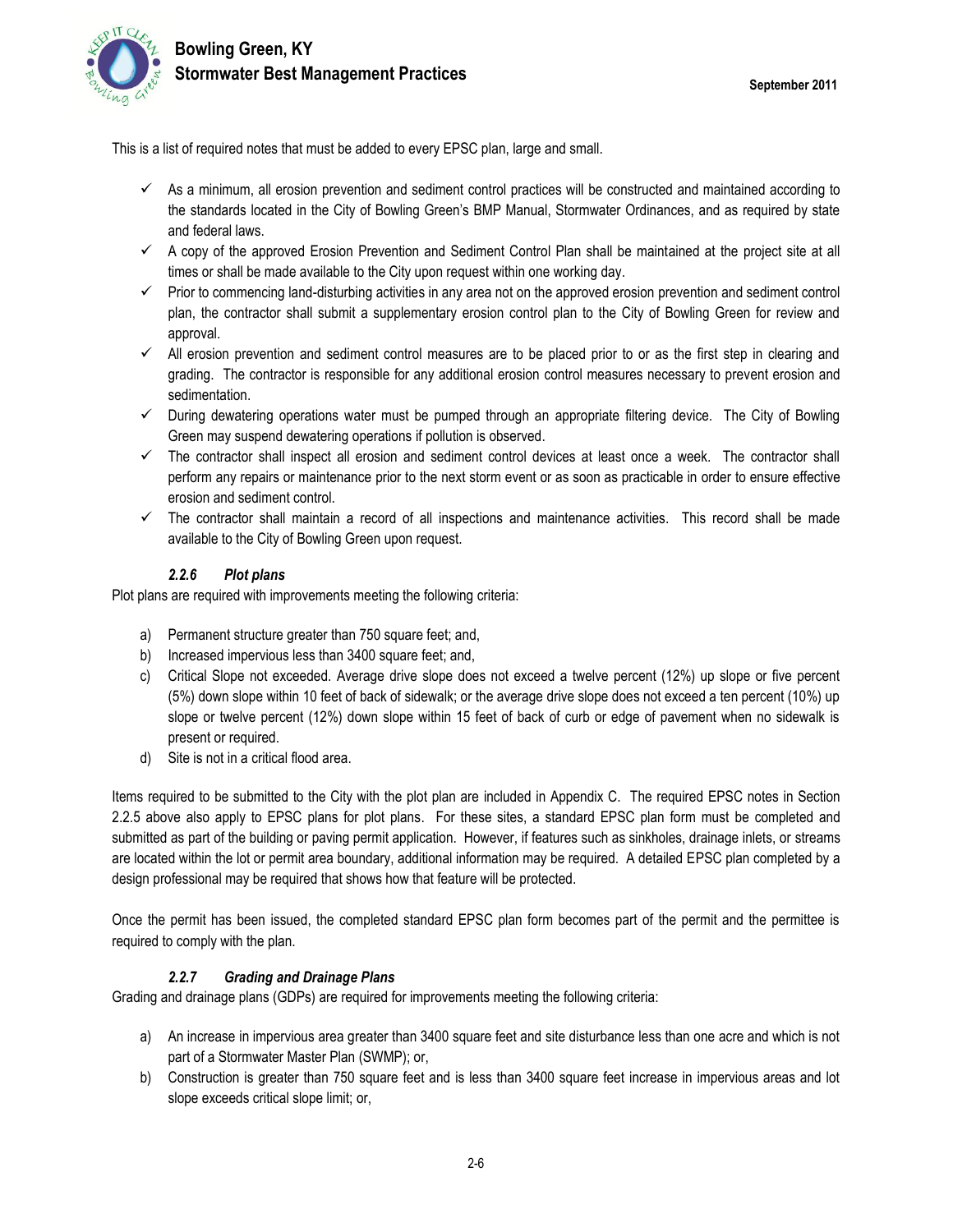This is a list of required notes that must be added to every EPSC plan, large and small.

- ✓ As a minimum, all erosion prevention and sediment control practices will be constructed and maintained according to the standards located in the City of Bowling Green's BMP Manual, Stormwater Ordinances, and as required by state and federal laws.
- ✓ A copy of the approved Erosion Prevention and Sediment Control Plan shall be maintained at the project site at all times or shall be made available to the City upon request within one working day.
- ✓ Prior to commencing land-disturbing activities in any area not on the approved erosion prevention and sediment control plan, the contractor shall submit a supplementary erosion control plan to the City of Bowling Green for review and approval.
- ✓ All erosion prevention and sediment control measures are to be placed prior to or as the first step in clearing and grading. The contractor is responsible for any additional erosion control measures necessary to prevent erosion and sedimentation.
- ✓ During dewatering operations water must be pumped through an appropriate filtering device. The City of Bowling Green may suspend dewatering operations if pollution is observed.
- ✓ The contractor shall inspect all erosion and sediment control devices at least once a week. The contractor shall perform any repairs or maintenance prior to the next storm event or as soon as practicable in order to ensure effective erosion and sediment control.
- ✓ The contractor shall maintain a record of all inspections and maintenance activities. This record shall be made available to the City of Bowling Green upon request.

### *2.2.6 Plot plans*

Plot plans are required with improvements meeting the following criteria:

a) Permanent structure greater than 750 square feet; and,
b) Increased impervious less than 3400 square feet; and,
c) Critical Slope not exceeded. Average drive slope does not exceed a twelve percent (12%) up slope or five percent (5%) down slope within 10 feet of back of sidewalk; or the average drive slope does not exceed a ten percent (10%) up slope or twelve percent (12%) down slope within 15 feet of back of curb or edge of pavement when no sidewalk is present or required.
d) Site is not in a critical flood area.

Items required to be submitted to the City with the plot plan are included in Appendix C. The required EPSC notes in Section 2.2.5 above also apply to EPSC plans for plot plans. For these sites, a standard EPSC plan form must be completed and submitted as part of the building or paving permit application. However, if features such as sinkholes, drainage inlets, or streams are located within the lot or permit area boundary, additional information may be required. A detailed EPSC plan completed by a design professional may be required that shows how that feature will be protected.

Once the permit has been issued, the completed standard EPSC plan form becomes part of the permit and the permittee is required to comply with the plan.

### *2.2.7 Grading and Drainage Plans*

Grading and drainage plans (GDPs) are required for improvements meeting the following criteria:

a) An increase in impervious area greater than 3400 square feet and site disturbance less than one acre and which is not part of a Stormwater Master Plan (SWMP); or,
b) Construction is greater than 750 square feet and is less than 3400 square feet increase in impervious areas and lot slope exceeds critical slope limit; or,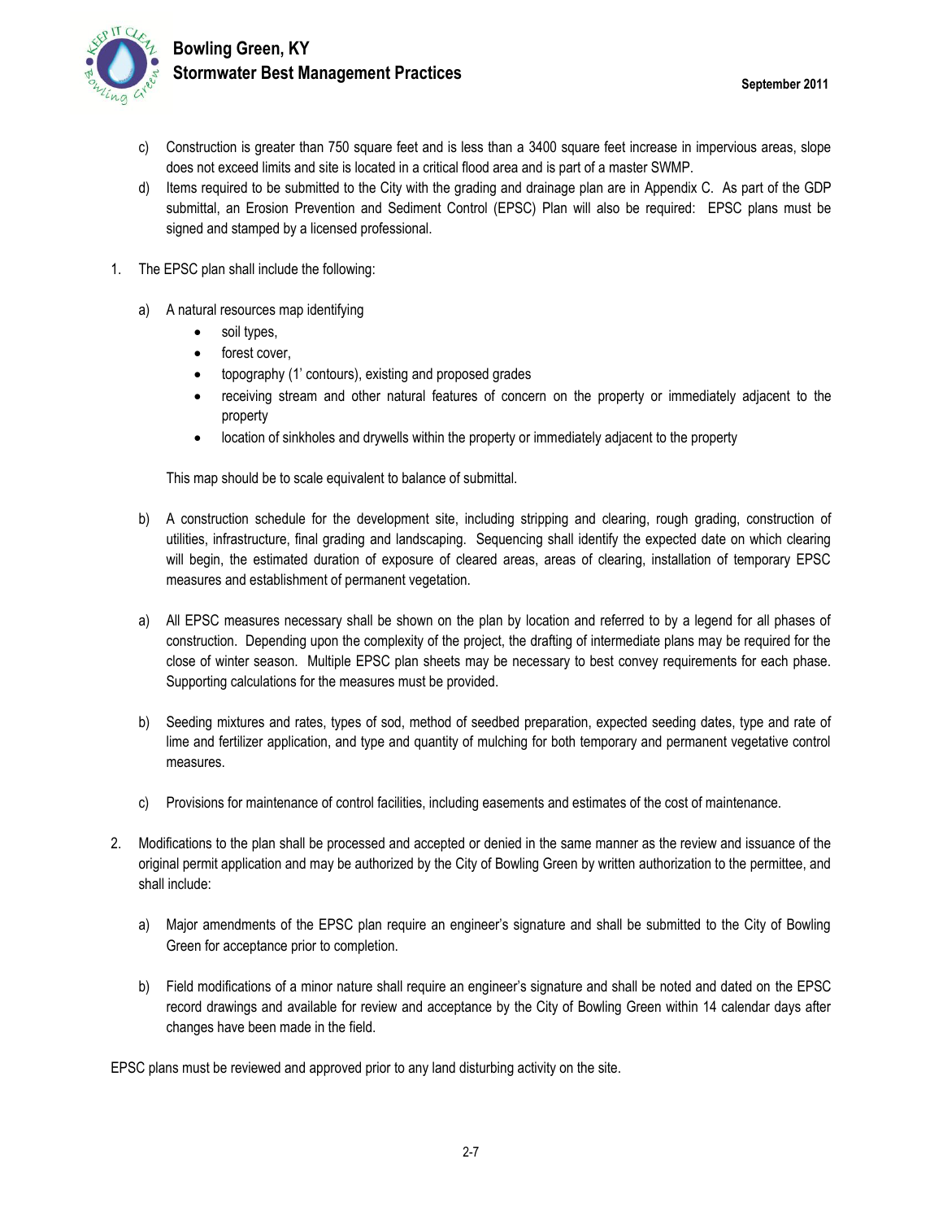c) Construction is greater than 750 square feet and is less than a 3400 square feet increase in impervious areas, slope does not exceed limits and site is located in a critical flood area and is part of a master SWMP.

d) Items required to be submitted to the City with the grading and drainage plan are in Appendix C. As part of the GDP submittal, an Erosion Prevention and Sediment Control (EPSC) Plan will also be required: EPSC plans must be signed and stamped by a licensed professional.

1. The EPSC plan shall include the following:

   a) A natural resources map identifying
      - soil types,
      - forest cover,
      - topography (1' contours), existing and proposed grades
      - receiving stream and other natural features of concern on the property or immediately adjacent to the property
      - location of sinkholes and drywells within the property or immediately adjacent to the property

      This map should be to scale equivalent to balance of submittal.

   b) A construction schedule for the development site, including stripping and clearing, rough grading, construction of utilities, infrastructure, final grading and landscaping. Sequencing shall identify the expected date on which clearing will begin, the estimated duration of exposure of cleared areas, areas of clearing, installation of temporary EPSC measures and establishment of permanent vegetation.

   a) All EPSC measures necessary shall be shown on the plan by location and referred to by a legend for all phases of construction. Depending upon the complexity of the project, the drafting of intermediate plans may be required for the close of winter season. Multiple EPSC plan sheets may be necessary to best convey requirements for each phase. Supporting calculations for the measures must be provided.

   b) Seeding mixtures and rates, types of sod, method of seedbed preparation, expected seeding dates, type and rate of lime and fertilizer application, and type and quantity of mulching for both temporary and permanent vegetative control measures.

   c) Provisions for maintenance of control facilities, including easements and estimates of the cost of maintenance.

2. Modifications to the plan shall be processed and accepted or denied in the same manner as the review and issuance of the original permit application and may be authorized by the City of Bowling Green by written authorization to the permittee, and shall include:

   a) Major amendments of the EPSC plan require an engineer's signature and shall be submitted to the City of Bowling Green for acceptance prior to completion.

   b) Field modifications of a minor nature shall require an engineer's signature and shall be noted and dated on the EPSC record drawings and available for review and acceptance by the City of Bowling Green within 14 calendar days after changes have been made in the field.

EPSC plans must be reviewed and approved prior to any land disturbing activity on the site.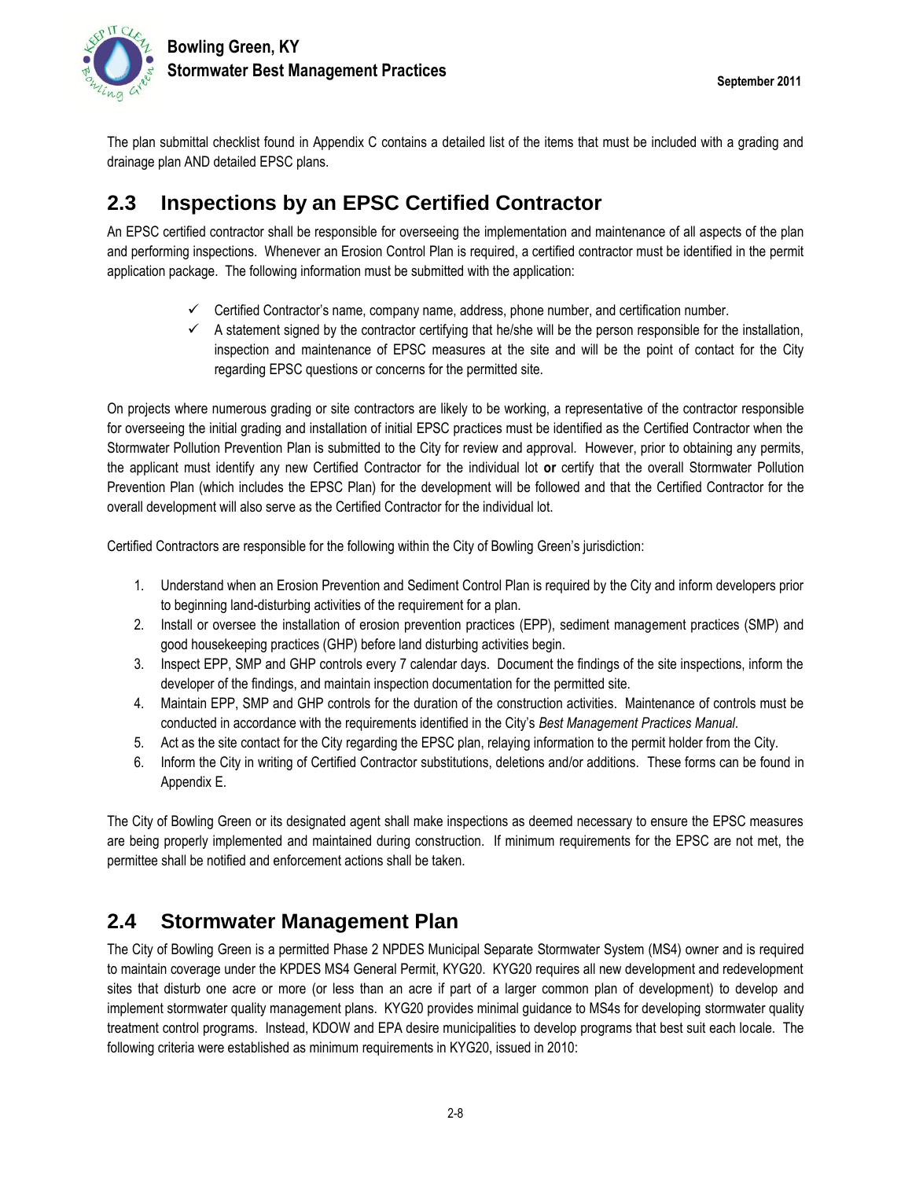The plan submittal checklist found in Appendix C contains a detailed list of the items that must be included with a grading and drainage plan AND detailed EPSC plans.

## 2.3 Inspections by an EPSC Certified Contractor

An EPSC certified contractor shall be responsible for overseeing the implementation and maintenance of all aspects of the plan and performing inspections. Whenever an Erosion Control Plan is required, a certified contractor must be identified in the permit application package. The following information must be submitted with the application:

- ✓ Certified Contractor's name, company name, address, phone number, and certification number.
- ✓ A statement signed by the contractor certifying that he/she will be the person responsible for the installation, inspection and maintenance of EPSC measures at the site and will be the point of contact for the City regarding EPSC questions or concerns for the permitted site.

On projects where numerous grading or site contractors are likely to be working, a representative of the contractor responsible for overseeing the initial grading and installation of initial EPSC practices must be identified as the Certified Contractor when the Stormwater Pollution Prevention Plan is submitted to the City for review and approval. However, prior to obtaining any permits, the applicant must identify any new Certified Contractor for the individual lot **or** certify that the overall Stormwater Pollution Prevention Plan (which includes the EPSC Plan) for the development will be followed and that the Certified Contractor for the overall development will also serve as the Certified Contractor for the individual lot.

Certified Contractors are responsible for the following within the City of Bowling Green's jurisdiction:

1. Understand when an Erosion Prevention and Sediment Control Plan is required by the City and inform developers prior to beginning land-disturbing activities of the requirement for a plan.
2. Install or oversee the installation of erosion prevention practices (EPP), sediment management practices (SMP) and good housekeeping practices (GHP) before land disturbing activities begin.
3. Inspect EPP, SMP and GHP controls every 7 calendar days. Document the findings of the site inspections, inform the developer of the findings, and maintain inspection documentation for the permitted site.
4. Maintain EPP, SMP and GHP controls for the duration of the construction activities. Maintenance of controls must be conducted in accordance with the requirements identified in the City's *Best Management Practices Manual*.
5. Act as the site contact for the City regarding the EPSC plan, relaying information to the permit holder from the City.
6. Inform the City in writing of Certified Contractor substitutions, deletions and/or additions. These forms can be found in Appendix E.

The City of Bowling Green or its designated agent shall make inspections as deemed necessary to ensure the EPSC measures are being properly implemented and maintained during construction. If minimum requirements for the EPSC are not met, the permittee shall be notified and enforcement actions shall be taken.

## 2.4 Stormwater Management Plan

The City of Bowling Green is a permitted Phase 2 NPDES Municipal Separate Stormwater System (MS4) owner and is required to maintain coverage under the KPDES MS4 General Permit, KYG20. KYG20 requires all new development and redevelopment sites that disturb one acre or more (or less than an acre if part of a larger common plan of development) to develop and implement stormwater quality management plans. KYG20 provides minimal guidance to MS4s for developing stormwater quality treatment control programs. Instead, KDOW and EPA desire municipalities to develop programs that best suit each locale. The following criteria were established as minimum requirements in KYG20, issued in 2010: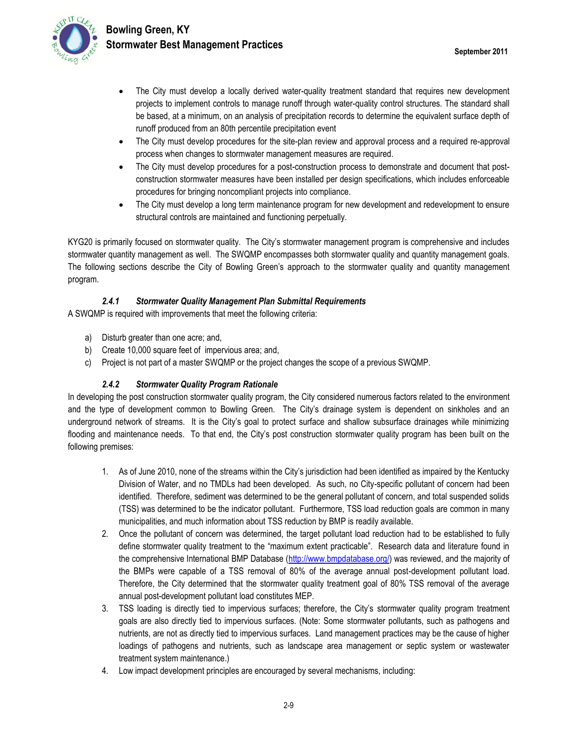- The City must develop a locally derived water-quality treatment standard that requires new development projects to implement controls to manage runoff through water-quality control structures. The standard shall be based, at a minimum, on an analysis of precipitation records to determine the equivalent surface depth of runoff produced from an 80th percentile precipitation event
- The City must develop procedures for the site-plan review and approval process and a required re-approval process when changes to stormwater management measures are required.
- The City must develop procedures for a post-construction process to demonstrate and document that post-construction stormwater measures have been installed per design specifications, which includes enforceable procedures for bringing noncompliant projects into compliance.
- The City must develop a long term maintenance program for new development and redevelopment to ensure structural controls are maintained and functioning perpetually.

KYG20 is primarily focused on stormwater quality. The City's stormwater management program is comprehensive and includes stormwater quantity management as well. The SWQMP encompasses both stormwater quality and quantity management goals. The following sections describe the City of Bowling Green's approach to the stormwater quality and quantity management program.

#### *2.4.1 Stormwater Quality Management Plan Submittal Requirements*

A SWQMP is required with improvements that meet the following criteria:

a) Disturb greater than one acre; and,
b) Create 10,000 square feet of impervious area; and,
c) Project is not part of a master SWQMP or the project changes the scope of a previous SWQMP.

#### *2.4.2 Stormwater Quality Program Rationale*

In developing the post construction stormwater quality program, the City considered numerous factors related to the environment and the type of development common to Bowling Green. The City's drainage system is dependent on sinkholes and an underground network of streams. It is the City's goal to protect surface and shallow subsurface drainages while minimizing flooding and maintenance needs. To that end, the City's post construction stormwater quality program has been built on the following premises:

1. As of June 2010, none of the streams within the City's jurisdiction had been identified as impaired by the Kentucky Division of Water, and no TMDLs had been developed. As such, no City-specific pollutant of concern had been identified. Therefore, sediment was determined to be the general pollutant of concern, and total suspended solids (TSS) was determined to be the indicator pollutant. Furthermore, TSS load reduction goals are common in many municipalities, and much information about TSS reduction by BMP is readily available.
2. Once the pollutant of concern was determined, the target pollutant load reduction had to be established to fully define stormwater quality treatment to the "maximum extent practicable". Research data and literature found in the comprehensive International BMP Database (http://www.bmpdatabase.org/) was reviewed, and the majority of the BMPs were capable of a TSS removal of 80% of the average annual post-development pollutant load. Therefore, the City determined that the stormwater quality treatment goal of 80% TSS removal of the average annual post-development pollutant load constitutes MEP.
3. TSS loading is directly tied to impervious surfaces; therefore, the City's stormwater quality program treatment goals are also directly tied to impervious surfaces. (Note: Some stormwater pollutants, such as pathogens and nutrients, are not as directly tied to impervious surfaces. Land management practices may be the cause of higher loadings of pathogens and nutrients, such as landscape area management or septic system or wastewater treatment system maintenance.)
4. Low impact development principles are encouraged by several mechanisms, including: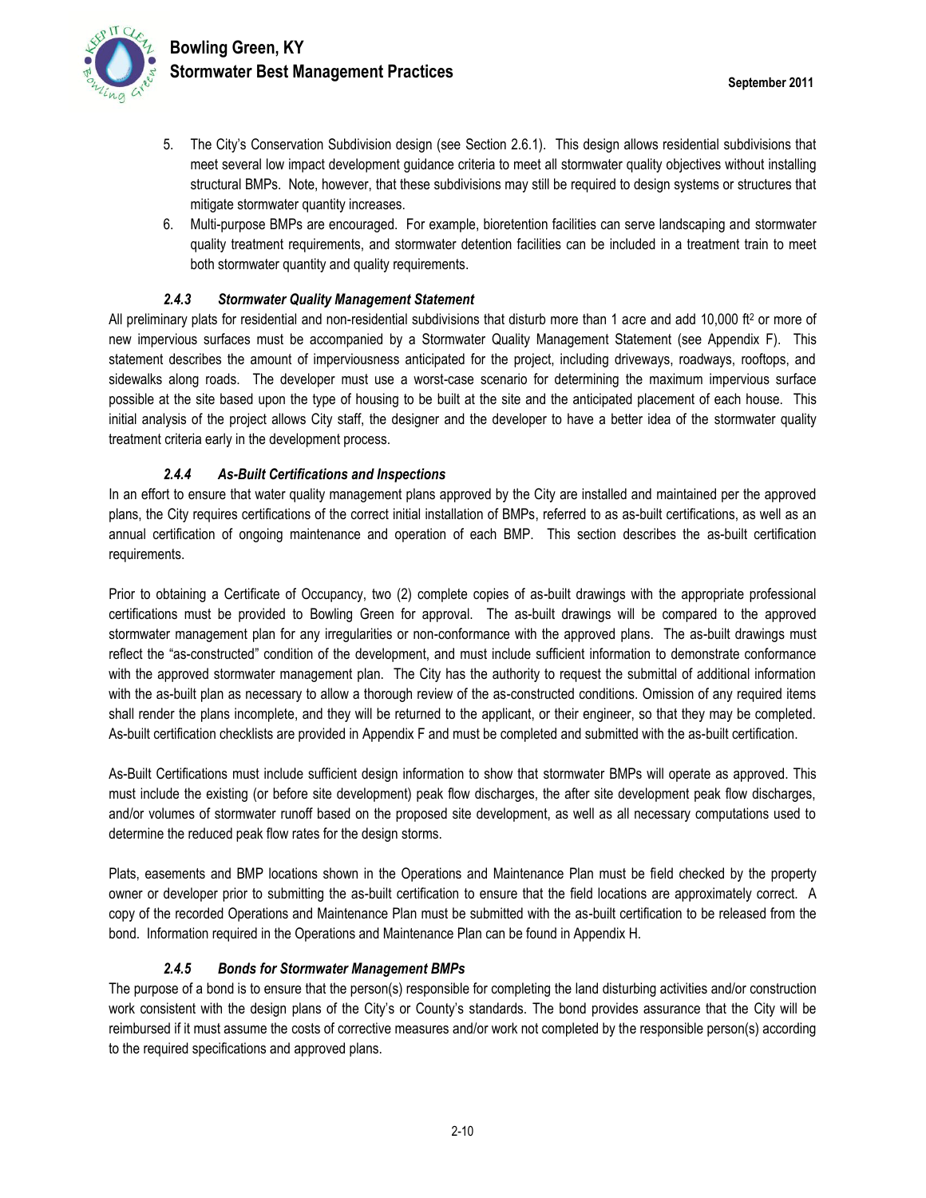5. The City's Conservation Subdivision design (see Section 2.6.1). This design allows residential subdivisions that meet several low impact development guidance criteria to meet all stormwater quality objectives without installing structural BMPs. Note, however, that these subdivisions may still be required to design systems or structures that mitigate stormwater quantity increases.
6. Multi-purpose BMPs are encouraged. For example, bioretention facilities can serve landscaping and stormwater quality treatment requirements, and stormwater detention facilities can be included in a treatment train to meet both stormwater quantity and quality requirements.

### *2.4.3 Stormwater Quality Management Statement*

All preliminary plats for residential and non-residential subdivisions that disturb more than 1 acre and add 10,000 $ft^2$ or more of new impervious surfaces must be accompanied by a Stormwater Quality Management Statement (see Appendix F). This statement describes the amount of imperviousness anticipated for the project, including driveways, roadways, rooftops, and sidewalks along roads. The developer must use a worst-case scenario for determining the maximum impervious surface possible at the site based upon the type of housing to be built at the site and the anticipated placement of each house. This initial analysis of the project allows City staff, the designer and the developer to have a better idea of the stormwater quality treatment criteria early in the development process.

### *2.4.4 As-Built Certifications and Inspections*

In an effort to ensure that water quality management plans approved by the City are installed and maintained per the approved plans, the City requires certifications of the correct initial installation of BMPs, referred to as as-built certifications, as well as an annual certification of ongoing maintenance and operation of each BMP. This section describes the as-built certification requirements.

Prior to obtaining a Certificate of Occupancy, two (2) complete copies of as-built drawings with the appropriate professional certifications must be provided to Bowling Green for approval. The as-built drawings will be compared to the approved stormwater management plan for any irregularities or non-conformance with the approved plans. The as-built drawings must reflect the "as-constructed" condition of the development, and must include sufficient information to demonstrate conformance with the approved stormwater management plan. The City has the authority to request the submittal of additional information with the as-built plan as necessary to allow a thorough review of the as-constructed conditions. Omission of any required items shall render the plans incomplete, and they will be returned to the applicant, or their engineer, so that they may be completed. As-built certification checklists are provided in Appendix F and must be completed and submitted with the as-built certification.

As-Built Certifications must include sufficient design information to show that stormwater BMPs will operate as approved. This must include the existing (or before site development) peak flow discharges, the after site development peak flow discharges, and/or volumes of stormwater runoff based on the proposed site development, as well as all necessary computations used to determine the reduced peak flow rates for the design storms.

Plats, easements and BMP locations shown in the Operations and Maintenance Plan must be field checked by the property owner or developer prior to submitting the as-built certification to ensure that the field locations are approximately correct. A copy of the recorded Operations and Maintenance Plan must be submitted with the as-built certification to be released from the bond. Information required in the Operations and Maintenance Plan can be found in Appendix H.

### *2.4.5 Bonds for Stormwater Management BMPs*

The purpose of a bond is to ensure that the person(s) responsible for completing the land disturbing activities and/or construction work consistent with the design plans of the City's or County's standards. The bond provides assurance that the City will be reimbursed if it must assume the costs of corrective measures and/or work not completed by the responsible person(s) according to the required specifications and approved plans.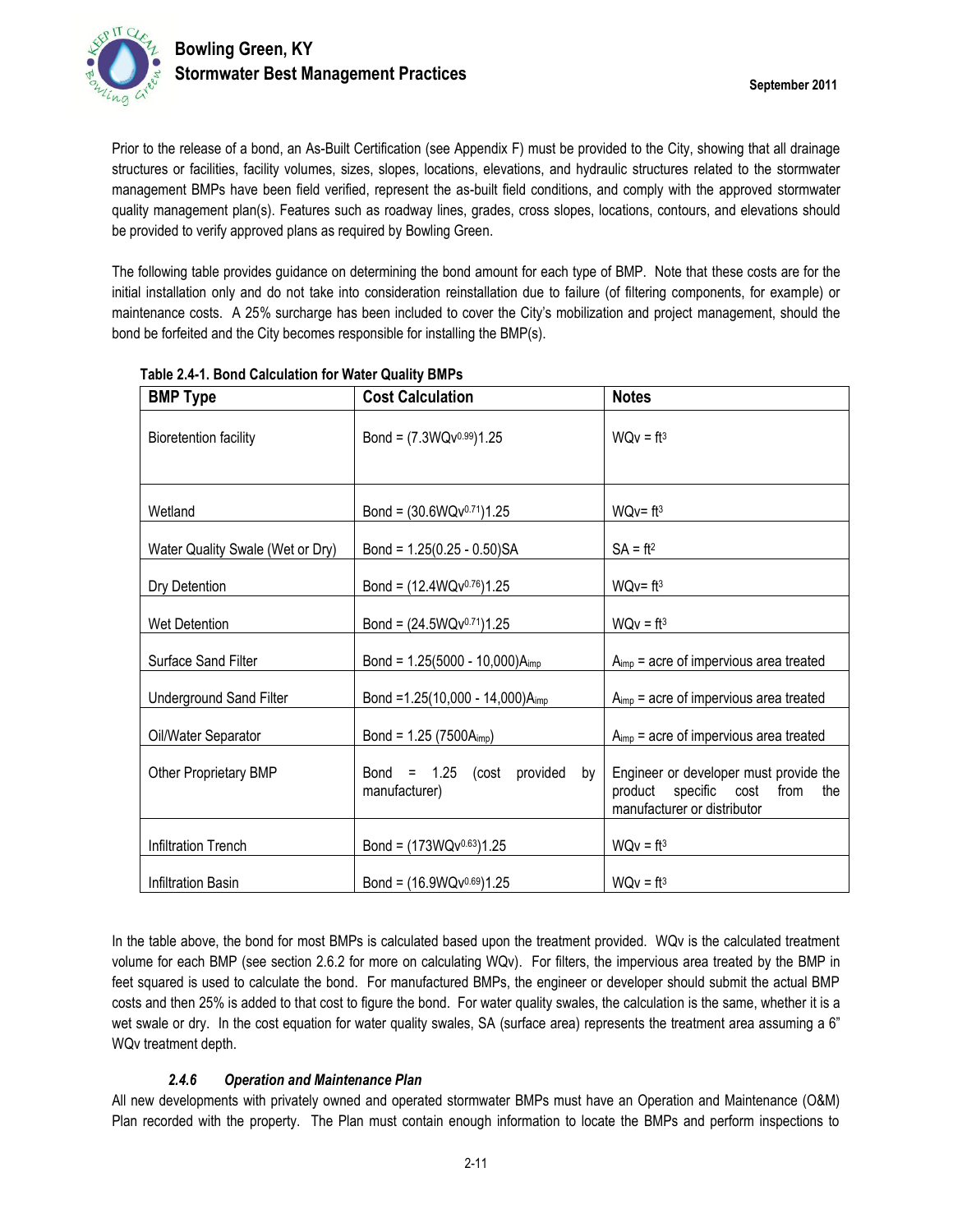Prior to the release of a bond, an As-Built Certification (see Appendix F) must be provided to the City, showing that all drainage structures or facilities, facility volumes, sizes, slopes, locations, elevations, and hydraulic structures related to the stormwater management BMPs have been field verified, represent the as-built field conditions, and comply with the approved stormwater quality management plan(s). Features such as roadway lines, grades, cross slopes, locations, contours, and elevations should be provided to verify approved plans as required by Bowling Green.

The following table provides guidance on determining the bond amount for each type of BMP. Note that these costs are for the initial installation only and do not take into consideration reinstallation due to failure (of filtering components, for example) or maintenance costs. A 25% surcharge has been included to cover the City's mobilization and project management, should the bond be forfeited and the City becomes responsible for installing the BMP(s).

**Table 2.4-1. Bond Calculation for Water Quality BMPs**

| BMP Type | Cost Calculation | Notes |
|---|---|---|
| Bioretention facility | Bond = $(7.3WQv^{0.99})1.25$ | WQv = $ft^3$ |
| Wetland | Bond = $(30.6WQv^{0.71})1.25$ | WQv= $ft^3$ |
| Water Quality Swale (Wet or Dry) | Bond = 1.25(0.25 - 0.50)SA | SA = $ft^2$ |
| Dry Detention | Bond = $(12.4WQv^{0.76})1.25$ | WQv= $ft^3$ |
| Wet Detention | Bond = $(24.5WQv^{0.71})1.25$ | WQv = $ft^3$ |
| Surface Sand Filter | Bond = $1.25(5000 - 10{,}000)A_{imp}$ | $A_{imp}$ = acre of impervious area treated |
| Underground Sand Filter | Bond = $1.25(10{,}000 - 14{,}000)A_{imp}$ | $A_{imp}$ = acre of impervious area treated |
| Oil/Water Separator | Bond = $1.25\ (7500A_{imp})$ | $A_{imp}$ = acre of impervious area treated |
| Other Proprietary BMP | Bond = 1.25 (cost provided by manufacturer) | Engineer or developer must provide the product specific cost from the manufacturer or distributor |
| Infiltration Trench | Bond = $(173WQv^{0.63})1.25$ | WQv = $ft^3$ |
| Infiltration Basin | Bond = $(16.9WQv^{0.69})1.25$ | WQv = $ft^3$ |

In the table above, the bond for most BMPs is calculated based upon the treatment provided. WQv is the calculated treatment volume for each BMP (see section 2.6.2 for more on calculating WQv). For filters, the impervious area treated by the BMP in feet squared is used to calculate the bond. For manufactured BMPs, the engineer or developer should submit the actual BMP costs and then 25% is added to that cost to figure the bond. For water quality swales, the calculation is the same, whether it is a wet swale or dry. In the cost equation for water quality swales, SA (surface area) represents the treatment area assuming a 6" WQv treatment depth.

#### *2.4.6 Operation and Maintenance Plan*

All new developments with privately owned and operated stormwater BMPs must have an Operation and Maintenance (O&M) Plan recorded with the property. The Plan must contain enough information to locate the BMPs and perform inspections to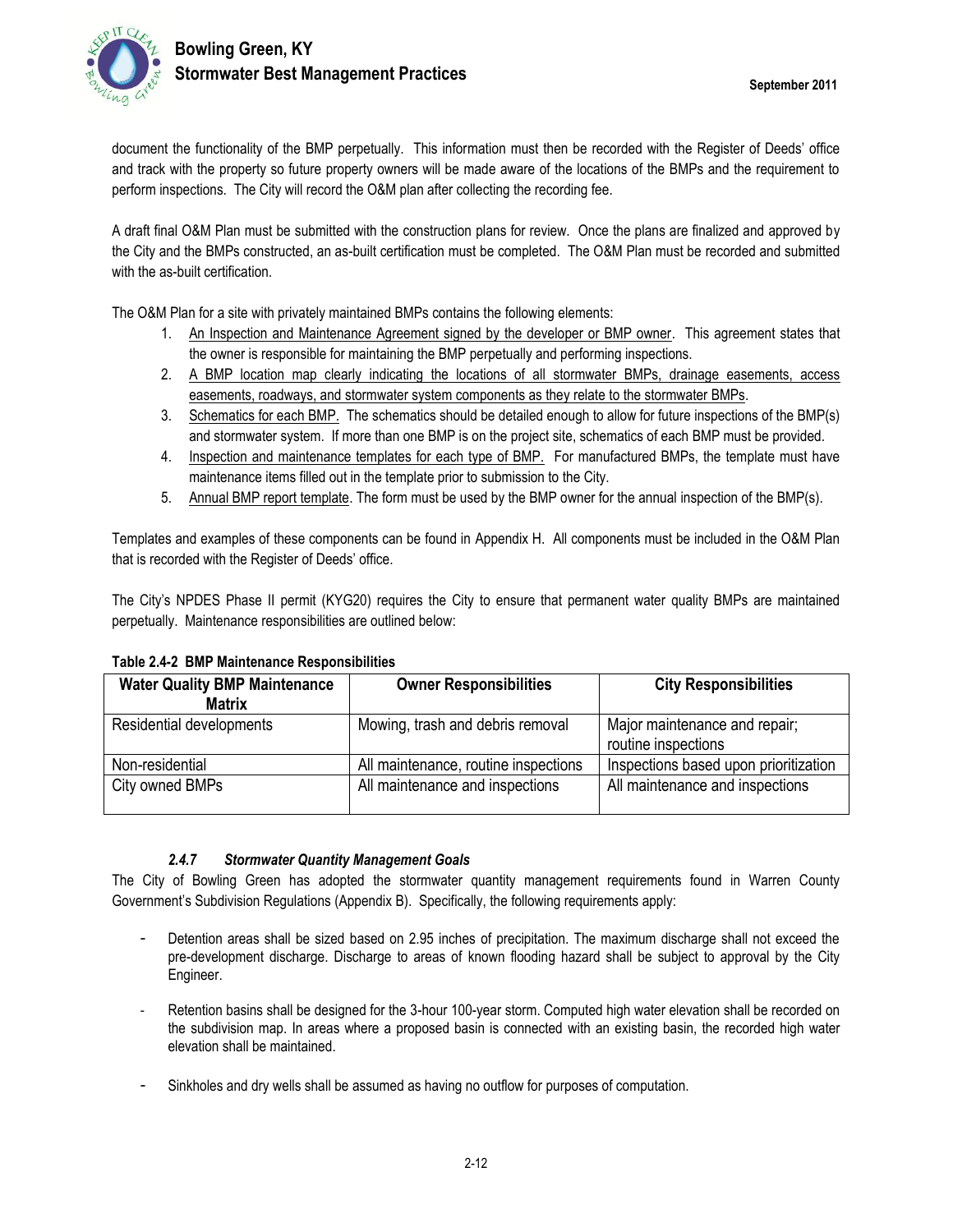document the functionality of the BMP perpetually. This information must then be recorded with the Register of Deeds' office and track with the property so future property owners will be made aware of the locations of the BMPs and the requirement to perform inspections. The City will record the O&M plan after collecting the recording fee.

A draft final O&M Plan must be submitted with the construction plans for review. Once the plans are finalized and approved by the City and the BMPs constructed, an as-built certification must be completed. The O&M Plan must be recorded and submitted with the as-built certification.

The O&M Plan for a site with privately maintained BMPs contains the following elements:

1. An Inspection and Maintenance Agreement signed by the developer or BMP owner. This agreement states that the owner is responsible for maintaining the BMP perpetually and performing inspections.
2. A BMP location map clearly indicating the locations of all stormwater BMPs, drainage easements, access easements, roadways, and stormwater system components as they relate to the stormwater BMPs.
3. Schematics for each BMP. The schematics should be detailed enough to allow for future inspections of the BMP(s) and stormwater system. If more than one BMP is on the project site, schematics of each BMP must be provided.
4. Inspection and maintenance templates for each type of BMP. For manufactured BMPs, the template must have maintenance items filled out in the template prior to submission to the City.
5. Annual BMP report template. The form must be used by the BMP owner for the annual inspection of the BMP(s).

Templates and examples of these components can be found in Appendix H. All components must be included in the O&M Plan that is recorded with the Register of Deeds' office.

The City's NPDES Phase II permit (KYG20) requires the City to ensure that permanent water quality BMPs are maintained perpetually. Maintenance responsibilities are outlined below:

**Table 2.4-2 BMP Maintenance Responsibilities**

| Water Quality BMP Maintenance Matrix | Owner Responsibilities | City Responsibilities |
|---|---|---|
| Residential developments | Mowing, trash and debris removal | Major maintenance and repair; routine inspections |
| Non-residential | All maintenance, routine inspections | Inspections based upon prioritization |
| City owned BMPs | All maintenance and inspections | All maintenance and inspections |

### *2.4.7 Stormwater Quantity Management Goals*

The City of Bowling Green has adopted the stormwater quantity management requirements found in Warren County Government's Subdivision Regulations (Appendix B). Specifically, the following requirements apply:

- Detention areas shall be sized based on 2.95 inches of precipitation. The maximum discharge shall not exceed the pre-development discharge. Discharge to areas of known flooding hazard shall be subject to approval by the City Engineer.
- Retention basins shall be designed for the 3-hour 100-year storm. Computed high water elevation shall be recorded on the subdivision map. In areas where a proposed basin is connected with an existing basin, the recorded high water elevation shall be maintained.
- Sinkholes and dry wells shall be assumed as having no outflow for purposes of computation.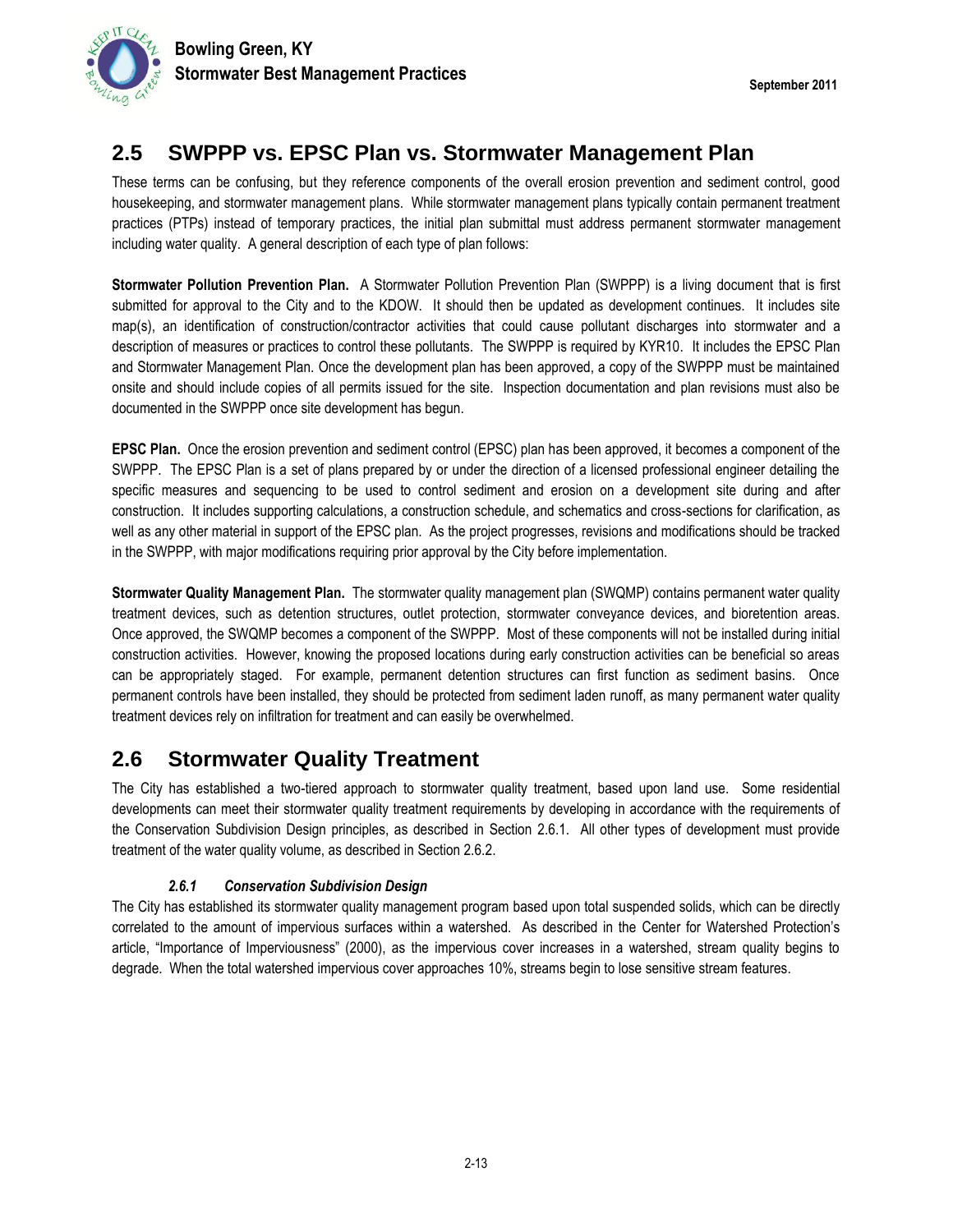## 2.5 SWPPP vs. EPSC Plan vs. Stormwater Management Plan

These terms can be confusing, but they reference components of the overall erosion prevention and sediment control, good housekeeping, and stormwater management plans. While stormwater management plans typically contain permanent treatment practices (PTPs) instead of temporary practices, the initial plan submittal must address permanent stormwater management including water quality. A general description of each type of plan follows:

**Stormwater Pollution Prevention Plan.** A Stormwater Pollution Prevention Plan (SWPPP) is a living document that is first submitted for approval to the City and to the KDOW. It should then be updated as development continues. It includes site map(s), an identification of construction/contractor activities that could cause pollutant discharges into stormwater and a description of measures or practices to control these pollutants. The SWPPP is required by KYR10. It includes the EPSC Plan and Stormwater Management Plan. Once the development plan has been approved, a copy of the SWPPP must be maintained onsite and should include copies of all permits issued for the site. Inspection documentation and plan revisions must also be documented in the SWPPP once site development has begun.

**EPSC Plan.** Once the erosion prevention and sediment control (EPSC) plan has been approved, it becomes a component of the SWPPP. The EPSC Plan is a set of plans prepared by or under the direction of a licensed professional engineer detailing the specific measures and sequencing to be used to control sediment and erosion on a development site during and after construction. It includes supporting calculations, a construction schedule, and schematics and cross-sections for clarification, as well as any other material in support of the EPSC plan. As the project progresses, revisions and modifications should be tracked in the SWPPP, with major modifications requiring prior approval by the City before implementation.

**Stormwater Quality Management Plan.** The stormwater quality management plan (SWQMP) contains permanent water quality treatment devices, such as detention structures, outlet protection, stormwater conveyance devices, and bioretention areas. Once approved, the SWQMP becomes a component of the SWPPP. Most of these components will not be installed during initial construction activities. However, knowing the proposed locations during early construction activities can be beneficial so areas can be appropriately staged. For example, permanent detention structures can first function as sediment basins. Once permanent controls have been installed, they should be protected from sediment laden runoff, as many permanent water quality treatment devices rely on infiltration for treatment and can easily be overwhelmed.

## 2.6 Stormwater Quality Treatment

The City has established a two-tiered approach to stormwater quality treatment, based upon land use. Some residential developments can meet their stormwater quality treatment requirements by developing in accordance with the requirements of the Conservation Subdivision Design principles, as described in Section 2.6.1. All other types of development must provide treatment of the water quality volume, as described in Section 2.6.2.

### *2.6.1 Conservation Subdivision Design*

The City has established its stormwater quality management program based upon total suspended solids, which can be directly correlated to the amount of impervious surfaces within a watershed. As described in the Center for Watershed Protection's article, "Importance of Imperviousness" (2000), as the impervious cover increases in a watershed, stream quality begins to degrade. When the total watershed impervious cover approaches 10%, streams begin to lose sensitive stream features.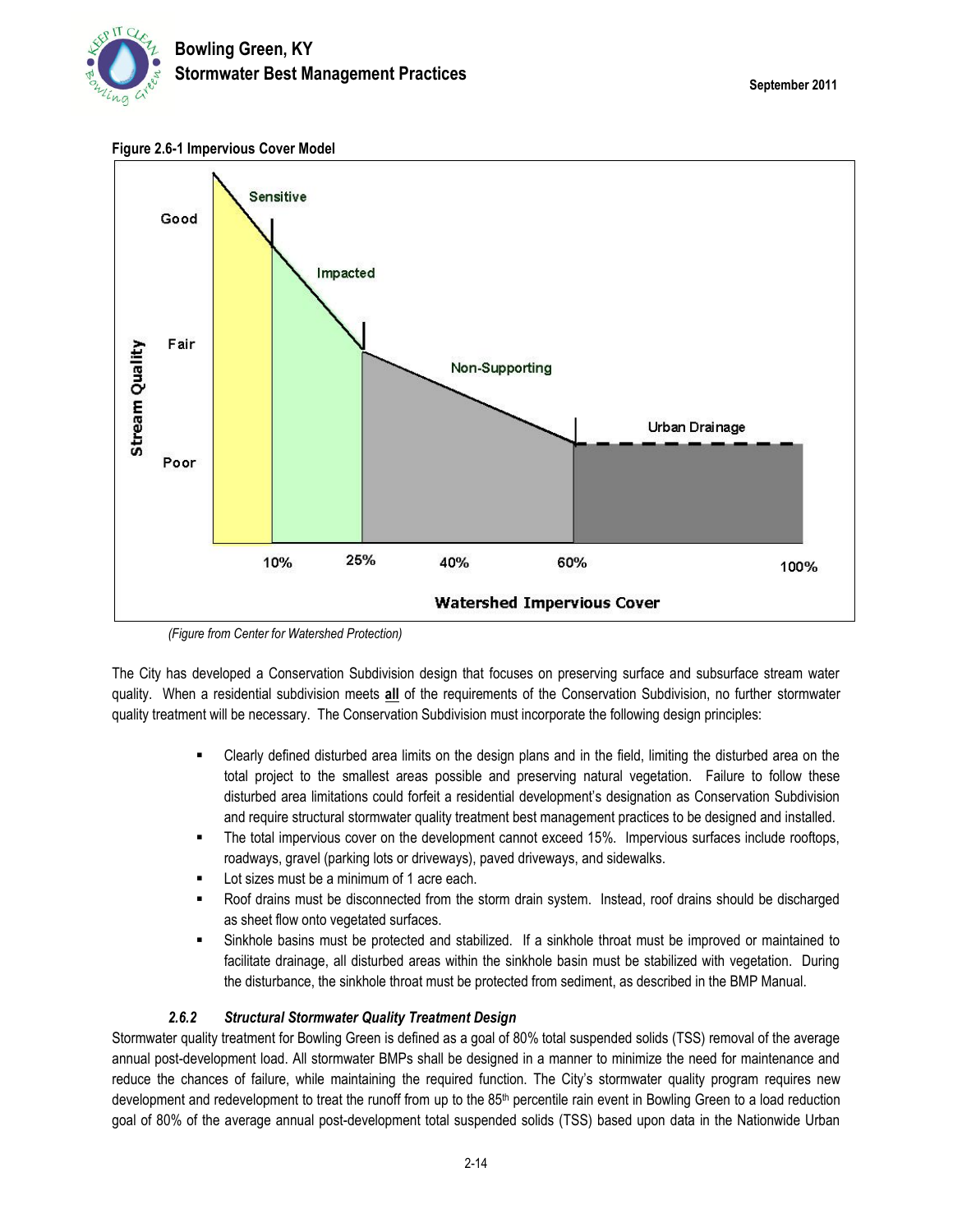**Figure 2.6-1 Impervious Cover Model**

*(Figure from Center for Watershed Protection)*

The City has developed a Conservation Subdivision design that focuses on preserving surface and subsurface stream water quality. When a residential subdivision meets **all** of the requirements of the Conservation Subdivision, no further stormwater quality treatment will be necessary. The Conservation Subdivision must incorporate the following design principles:

- Clearly defined disturbed area limits on the design plans and in the field, limiting the disturbed area on the total project to the smallest areas possible and preserving natural vegetation. Failure to follow these disturbed area limitations could forfeit a residential development's designation as Conservation Subdivision and require structural stormwater quality treatment best management practices to be designed and installed.
- The total impervious cover on the development cannot exceed 15%. Impervious surfaces include rooftops, roadways, gravel (parking lots or driveways), paved driveways, and sidewalks.
- Lot sizes must be a minimum of 1 acre each.
- Roof drains must be disconnected from the storm drain system. Instead, roof drains should be discharged as sheet flow onto vegetated surfaces.
- Sinkhole basins must be protected and stabilized. If a sinkhole throat must be improved or maintained to facilitate drainage, all disturbed areas within the sinkhole basin must be stabilized with vegetation. During the disturbance, the sinkhole throat must be protected from sediment, as described in the BMP Manual.

### *2.6.2 Structural Stormwater Quality Treatment Design*

Stormwater quality treatment for Bowling Green is defined as a goal of 80% total suspended solids (TSS) removal of the average annual post-development load. All stormwater BMPs shall be designed in a manner to minimize the need for maintenance and reduce the chances of failure, while maintaining the required function. The City's stormwater quality program requires new development and redevelopment to treat the runoff from up to the 85th percentile rain event in Bowling Green to a load reduction goal of 80% of the average annual post-development total suspended solids (TSS) based upon data in the Nationwide Urban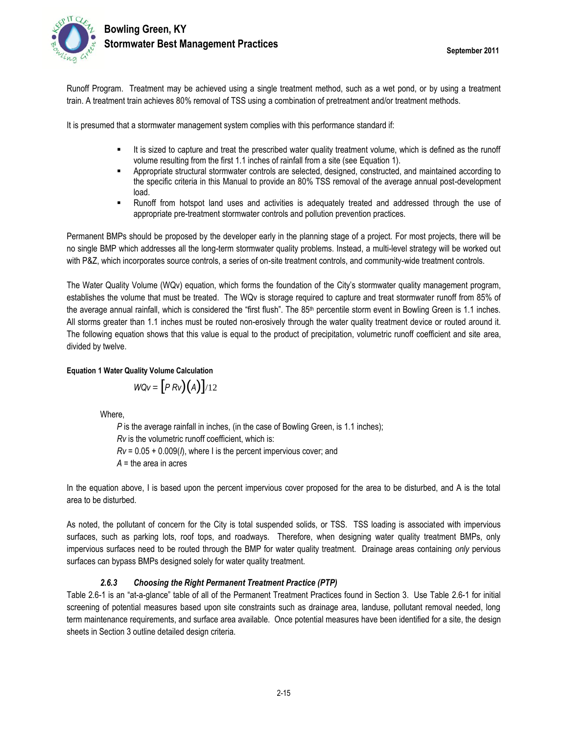Runoff Program. Treatment may be achieved using a single treatment method, such as a wet pond, or by using a treatment train. A treatment train achieves 80% removal of TSS using a combination of pretreatment and/or treatment methods.

It is presumed that a stormwater management system complies with this performance standard if:

- It is sized to capture and treat the prescribed water quality treatment volume, which is defined as the runoff volume resulting from the first 1.1 inches of rainfall from a site (see Equation 1).
- Appropriate structural stormwater controls are selected, designed, constructed, and maintained according to the specific criteria in this Manual to provide an 80% TSS removal of the average annual post-development load.
- Runoff from hotspot land uses and activities is adequately treated and addressed through the use of appropriate pre-treatment stormwater controls and pollution prevention practices.

Permanent BMPs should be proposed by the developer early in the planning stage of a project. For most projects, there will be no single BMP which addresses all the long-term stormwater quality problems. Instead, a multi-level strategy will be worked out with P&Z, which incorporates source controls, a series of on-site treatment controls, and community-wide treatment controls.

The Water Quality Volume (WQv) equation, which forms the foundation of the City's stormwater quality management program, establishes the volume that must be treated. The WQv is storage required to capture and treat stormwater runoff from 85% of the average annual rainfall, which is considered the "first flush". The 85th percentile storm event in Bowling Green is 1.1 inches. All storms greater than 1.1 inches must be routed non-erosively through the water quality treatment device or routed around it. The following equation shows that this value is equal to the product of precipitation, volumetric runoff coefficient and site area, divided by twelve.

**Equation 1 Water Quality Volume Calculation**

$$WQv = \left[P\, Rv)(A)\right]/12$$

Where,

$P$ is the average rainfall in inches, (in the case of Bowling Green, is 1.1 inches);
$Rv$ is the volumetric runoff coefficient, which is:
$Rv = 0.05 + 0.009(I)$, where I is the percent impervious cover; and
$A$ = the area in acres

In the equation above, I is based upon the percent impervious cover proposed for the area to be disturbed, and A is the total area to be disturbed.

As noted, the pollutant of concern for the City is total suspended solids, or TSS. TSS loading is associated with impervious surfaces, such as parking lots, roof tops, and roadways. Therefore, when designing water quality treatment BMPs, only impervious surfaces need to be routed through the BMP for water quality treatment. Drainage areas containing *only* pervious surfaces can bypass BMPs designed solely for water quality treatment.

### *2.6.3 Choosing the Right Permanent Treatment Practice (PTP)*

Table 2.6-1 is an "at-a-glance" table of all of the Permanent Treatment Practices found in Section 3. Use Table 2.6-1 for initial screening of potential measures based upon site constraints such as drainage area, landuse, pollutant removal needed, long term maintenance requirements, and surface area available. Once potential measures have been identified for a site, the design sheets in Section 3 outline detailed design criteria.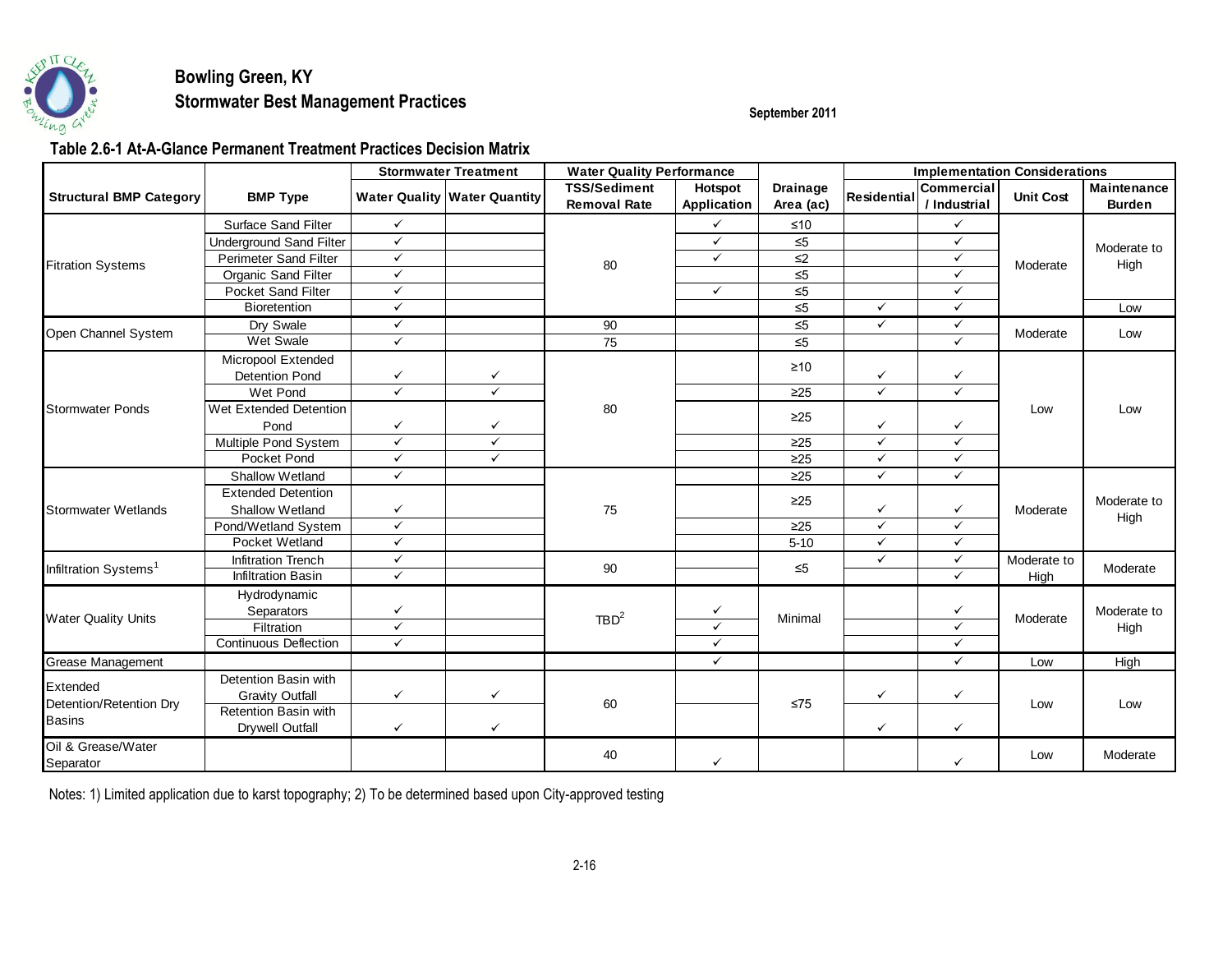**Bowling Green, KY**
**Stormwater Best Management Practices**

September 2011

### Table 2.6-1 At-A-Glance Permanent Treatment Practices Decision Matrix

| Structural BMP Category | BMP Type | Stormwater Treatment | | Water Quality Performance | | Drainage Area (ac) | Implementation Considerations | | | |
|---|---|---|---|---|---|---|---|---|---|---|
| | | Water Quality | Water Quantity | TSS/Sediment Removal Rate | Hotspot Application | | Residential | Commercial / Industrial | Unit Cost | Maintenance Burden |
| Fitration Systems | Surface Sand Filter | ✓ | | 80 | ✓ | ≤10 | | ✓ | Moderate | Moderate to High |
| | Underground Sand Filter | ✓ | | | ✓ | ≤5 | | ✓ | | |
| | Perimeter Sand Filter | ✓ | | | ✓ | ≤2 | | ✓ | | |
| | Organic Sand Filter | ✓ | | | | ≤5 | | ✓ | | |
| | Pocket Sand Filter | ✓ | | | ✓ | ≤5 | | ✓ | | |
| | Bioretention | ✓ | | | | ≤5 | ✓ | ✓ | | Low |
| Open Channel System | Dry Swale | ✓ | | 90 | | ≤5 | ✓ | ✓ | Moderate | Low |
| | Wet Swale | ✓ | | 75 | | ≤5 | | ✓ | | |
| Stormwater Ponds | Micropool Extended Detention Pond | ✓ | ✓ | 80 | | ≥10 | ✓ | ✓ | Low | Low |
| | Wet Pond | ✓ | ✓ | | | ≥25 | ✓ | ✓ | | |
| | Wet Extended Detention Pond | ✓ | ✓ | | | ≥25 | ✓ | ✓ | | |
| | Multiple Pond System | ✓ | ✓ | | | ≥25 | ✓ | ✓ | | |
| | Pocket Pond | ✓ | ✓ | | | ≥25 | ✓ | ✓ | | |
| Stormwater Wetlands | Shallow Wetland | ✓ | | 75 | | ≥25 | ✓ | ✓ | Moderate | Moderate to High |
| | Extended Detention Shallow Wetland | ✓ | | | | ≥25 | ✓ | ✓ | | |
| | Pond/Wetland System | ✓ | | | | ≥25 | ✓ | ✓ | | |
| | Pocket Wetland | ✓ | | | | 5-10 | ✓ | ✓ | | |
| Infiltration Systems[1] | Infitration Trench | ✓ | | 90 | | ≤5 | ✓ | ✓ | Moderate to High | Moderate |
| | Infiltration Basin | ✓ | | | | | | ✓ | | |
| Water Quality Units | Hydrodynamic Separators | ✓ | | TBD[2] | ✓ | Minimal | | ✓ | Moderate | Moderate to High |
| | Filtration | ✓ | | | ✓ | | | ✓ | | |
| | Continuous Deflection | ✓ | | | ✓ | | | ✓ | | |
| Grease Management | | | | | ✓ | | | ✓ | Low | High |
| Extended Detention/Retention Dry Basins | Detention Basin with Gravity Outfall | ✓ | ✓ | 60 | | ≤75 | ✓ | ✓ | Low | Low |
| | Retention Basin with Drywell Outfall | ✓ | ✓ | | | | ✓ | ✓ | | |
| Oil & Grease/Water Separator | | | | 40 | ✓ | | | ✓ | Low | Moderate |

Notes: 1) Limited application due to karst topography; 2) To be determined based upon City-approved testing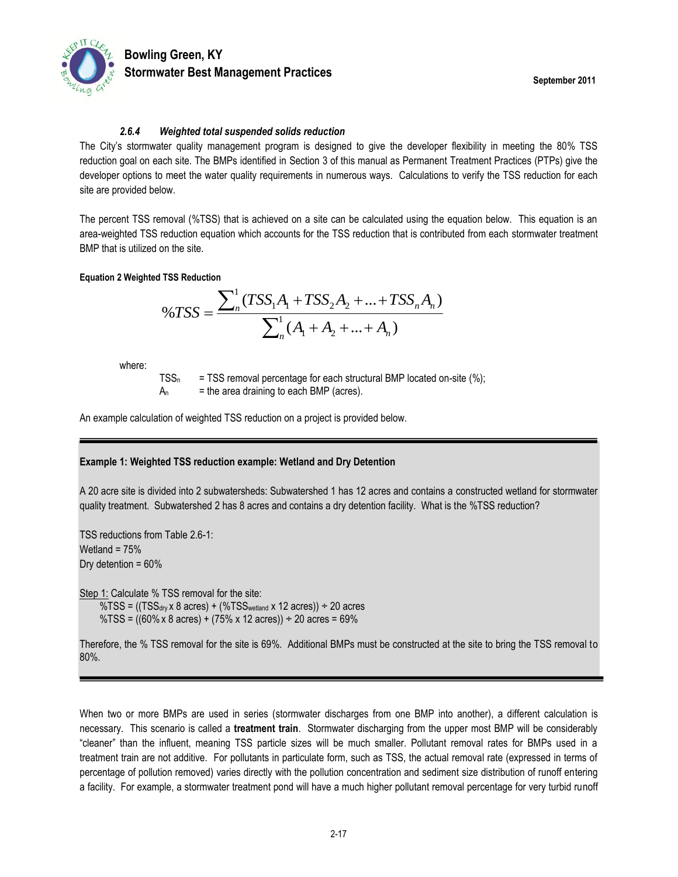#### *2.6.4 Weighted total suspended solids reduction*

The City's stormwater quality management program is designed to give the developer flexibility in meeting the 80% TSS reduction goal on each site. The BMPs identified in Section 3 of this manual as Permanent Treatment Practices (PTPs) give the developer options to meet the water quality requirements in numerous ways. Calculations to verify the TSS reduction for each site are provided below.

The percent TSS removal (%TSS) that is achieved on a site can be calculated using the equation below. This equation is an area-weighted TSS reduction equation which accounts for the TSS reduction that is contributed from each stormwater treatment BMP that is utilized on the site.

**Equation 2 Weighted TSS Reduction**

$$\%TSS = \frac{\sum_{n}^{1}(TSS_1 A_1 + TSS_2 A_2 + ... + TSS_n A_n)}{\sum_{n}^{1}(A_1 + A_2 + ... + A_n)}$$

where:

$TSS_n$ = TSS removal percentage for each structural BMP located on-site (%);
$A_n$ = the area draining to each BMP (acres).

An example calculation of weighted TSS reduction on a project is provided below.

---

**Example 1: Weighted TSS reduction example: Wetland and Dry Detention**

A 20 acre site is divided into 2 subwatersheds: Subwatershed 1 has 12 acres and contains a constructed wetland for stormwater quality treatment. Subwatershed 2 has 8 acres and contains a dry detention facility. What is the %TSS reduction?

TSS reductions from Table 2.6-1:
Wetland = 75%
Dry detention = 60%

<u>Step 1:</u> Calculate % TSS removal for the site:
%TSS = (($TSS_{dry}$ x 8 acres) + ($\%TSS_{wetland}$ x 12 acres)) ÷ 20 acres
%TSS = ((60% x 8 acres) + (75% x 12 acres)) ÷ 20 acres = 69%

Therefore, the % TSS removal for the site is 69%. Additional BMPs must be constructed at the site to bring the TSS removal to 80%.

---

When two or more BMPs are used in series (stormwater discharges from one BMP into another), a different calculation is necessary. This scenario is called a **treatment train**. Stormwater discharging from the upper most BMP will be considerably "cleaner" than the influent, meaning TSS particle sizes will be much smaller. Pollutant removal rates for BMPs used in a treatment train are not additive. For pollutants in particulate form, such as TSS, the actual removal rate (expressed in terms of percentage of pollution removed) varies directly with the pollution concentration and sediment size distribution of runoff entering a facility. For example, a stormwater treatment pond will have a much higher pollutant removal percentage for very turbid runoff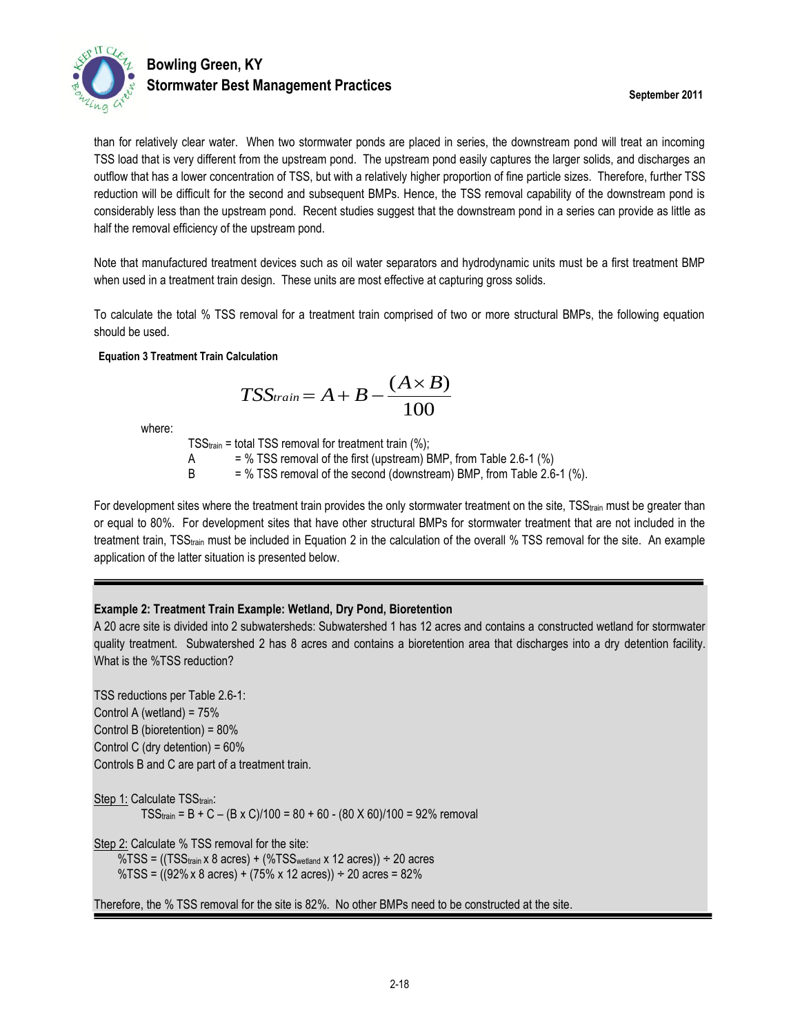than for relatively clear water. When two stormwater ponds are placed in series, the downstream pond will treat an incoming TSS load that is very different from the upstream pond. The upstream pond easily captures the larger solids, and discharges an outflow that has a lower concentration of TSS, but with a relatively higher proportion of fine particle sizes. Therefore, further TSS reduction will be difficult for the second and subsequent BMPs. Hence, the TSS removal capability of the downstream pond is considerably less than the upstream pond. Recent studies suggest that the downstream pond in a series can provide as little as half the removal efficiency of the upstream pond.

Note that manufactured treatment devices such as oil water separators and hydrodynamic units must be a first treatment BMP when used in a treatment train design. These units are most effective at capturing gross solids.

To calculate the total % TSS removal for a treatment train comprised of two or more structural BMPs, the following equation should be used.

**Equation 3 Treatment Train Calculation**

$$TSS_{train} = A + B - \frac{(A \times B)}{100}$$

where:

$TSS_{train}$ = total TSS removal for treatment train (%);
A = % TSS removal of the first (upstream) BMP, from Table 2.6-1 (%)
B = % TSS removal of the second (downstream) BMP, from Table 2.6-1 (%).

For development sites where the treatment train provides the only stormwater treatment on the site, $TSS_{train}$ must be greater than or equal to 80%. For development sites that have other structural BMPs for stormwater treatment that are not included in the treatment train, $TSS_{train}$ must be included in Equation 2 in the calculation of the overall % TSS removal for the site. An example application of the latter situation is presented below.

---

**Example 2: Treatment Train Example: Wetland, Dry Pond, Bioretention**

A 20 acre site is divided into 2 subwatersheds: Subwatershed 1 has 12 acres and contains a constructed wetland for stormwater quality treatment. Subwatershed 2 has 8 acres and contains a bioretention area that discharges into a dry detention facility. What is the %TSS reduction?

TSS reductions per Table 2.6-1:
Control A (wetland) = 75%
Control B (bioretention) = 80%
Control C (dry detention) = 60%
Controls B and C are part of a treatment train.

Step 1: Calculate $TSS_{train}$:

$TSS_{train}$ = B + C – (B x C)/100 = 80 + 60 - (80 X 60)/100 = 92% removal

Step 2: Calculate % TSS removal for the site:

%TSS = (($TSS_{train}$ x 8 acres) + (%$TSS_{wetland}$ x 12 acres)) ÷ 20 acres
%TSS = ((92% x 8 acres) + (75% x 12 acres)) ÷ 20 acres = 82%

Therefore, the % TSS removal for the site is 82%. No other BMPs need to be constructed at the site.

---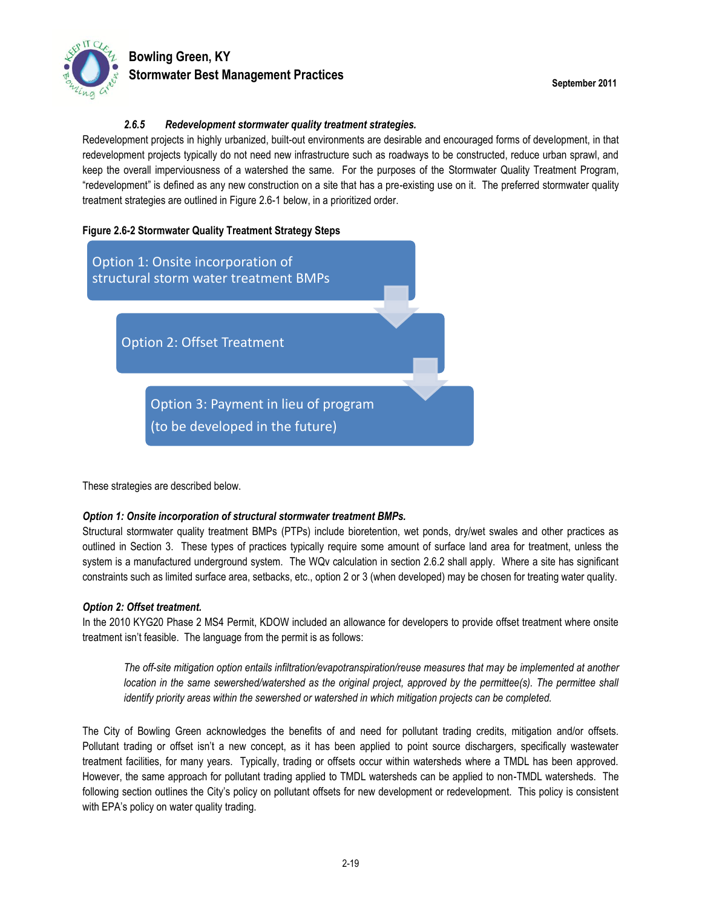#### *2.6.5 Redevelopment stormwater quality treatment strategies.*

Redevelopment projects in highly urbanized, built-out environments are desirable and encouraged forms of development, in that redevelopment projects typically do not need new infrastructure such as roadways to be constructed, reduce urban sprawl, and keep the overall imperviousness of a watershed the same. For the purposes of the Stormwater Quality Treatment Program, "redevelopment" is defined as any new construction on a site that has a pre-existing use on it. The preferred stormwater quality treatment strategies are outlined in Figure 2.6-1 below, in a prioritized order.

**Figure 2.6-2 Stormwater Quality Treatment Strategy Steps**

Option 1: Onsite incorporation of structural storm water treatment BMPs

Option 2: Offset Treatment

Option 3: Payment in lieu of program (to be developed in the future)

These strategies are described below.

***Option 1: Onsite incorporation of structural stormwater treatment BMPs.***

Structural stormwater quality treatment BMPs (PTPs) include bioretention, wet ponds, dry/wet swales and other practices as outlined in Section 3. These types of practices typically require some amount of surface land area for treatment, unless the system is a manufactured underground system. The WQv calculation in section 2.6.2 shall apply. Where a site has significant constraints such as limited surface area, setbacks, etc., option 2 or 3 (when developed) may be chosen for treating water quality.

***Option 2: Offset treatment.***

In the 2010 KYG20 Phase 2 MS4 Permit, KDOW included an allowance for developers to provide offset treatment where onsite treatment isn't feasible. The language from the permit is as follows:

> *The off-site mitigation option entails infiltration/evapotranspiration/reuse measures that may be implemented at another location in the same sewershed/watershed as the original project, approved by the permittee(s). The permittee shall identify priority areas within the sewershed or watershed in which mitigation projects can be completed.*

The City of Bowling Green acknowledges the benefits of and need for pollutant trading credits, mitigation and/or offsets. Pollutant trading or offset isn't a new concept, as it has been applied to point source dischargers, specifically wastewater treatment facilities, for many years. Typically, trading or offsets occur within watersheds where a TMDL has been approved. However, the same approach for pollutant trading applied to TMDL watersheds can be applied to non-TMDL watersheds. The following section outlines the City's policy on pollutant offsets for new development or redevelopment. This policy is consistent with EPA's policy on water quality trading.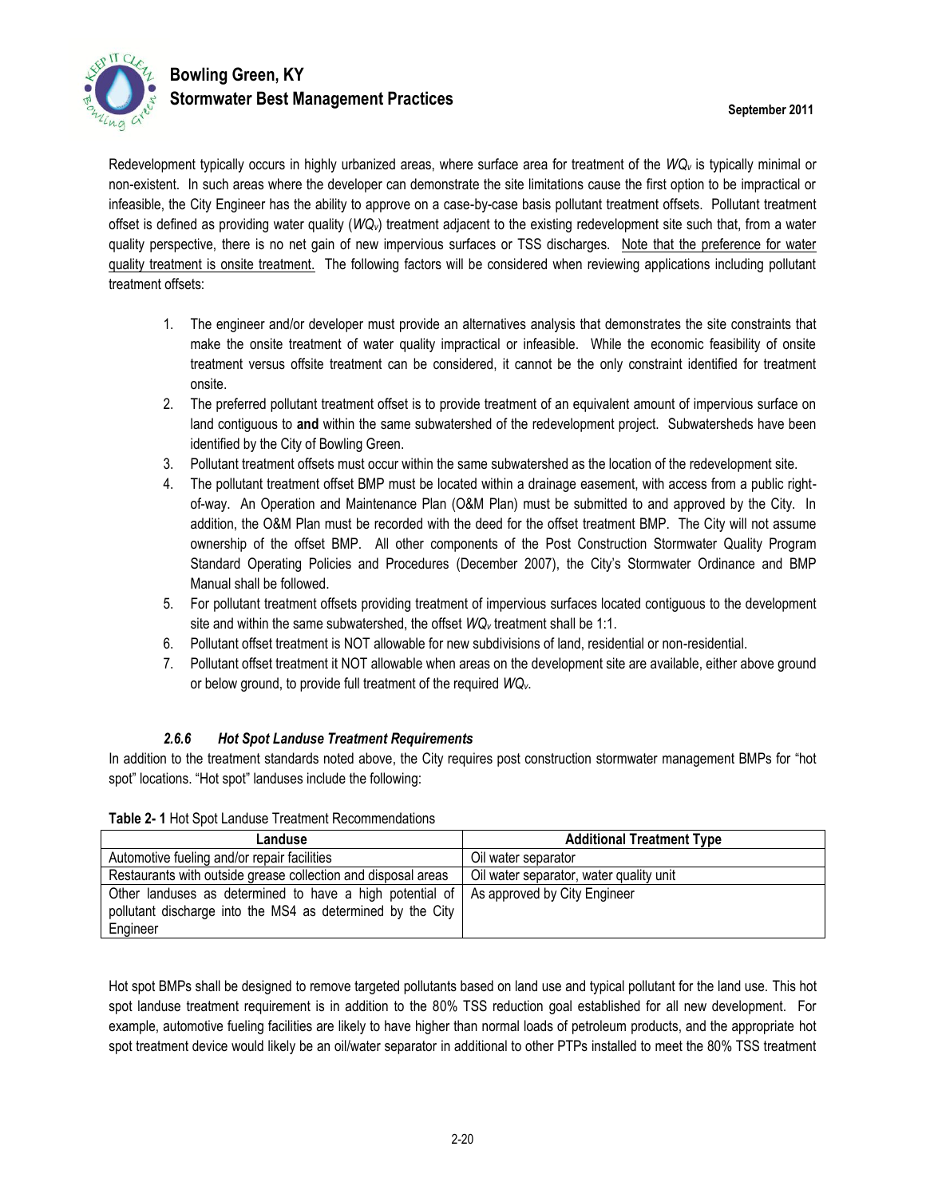Redevelopment typically occurs in highly urbanized areas, where surface area for treatment of the $WQ_v$ is typically minimal or non-existent. In such areas where the developer can demonstrate the site limitations cause the first option to be impractical or infeasible, the City Engineer has the ability to approve on a case-by-case basis pollutant treatment offsets. Pollutant treatment offset is defined as providing water quality ($WQ_v$) treatment adjacent to the existing redevelopment site such that, from a water quality perspective, there is no net gain of new impervious surfaces or TSS discharges. Note that the preference for water quality treatment is onsite treatment. The following factors will be considered when reviewing applications including pollutant treatment offsets:

1. The engineer and/or developer must provide an alternatives analysis that demonstrates the site constraints that make the onsite treatment of water quality impractical or infeasible. While the economic feasibility of onsite treatment versus offsite treatment can be considered, it cannot be the only constraint identified for treatment onsite.
2. The preferred pollutant treatment offset is to provide treatment of an equivalent amount of impervious surface on land contiguous to **and** within the same subwatershed of the redevelopment project. Subwatersheds have been identified by the City of Bowling Green.
3. Pollutant treatment offsets must occur within the same subwatershed as the location of the redevelopment site.
4. The pollutant treatment offset BMP must be located within a drainage easement, with access from a public right-of-way. An Operation and Maintenance Plan (O&M Plan) must be submitted to and approved by the City. In addition, the O&M Plan must be recorded with the deed for the offset treatment BMP. The City will not assume ownership of the offset BMP. All other components of the Post Construction Stormwater Quality Program Standard Operating Policies and Procedures (December 2007), the City's Stormwater Ordinance and BMP Manual shall be followed.
5. For pollutant treatment offsets providing treatment of impervious surfaces located contiguous to the development site and within the same subwatershed, the offset $WQ_v$ treatment shall be 1:1.
6. Pollutant offset treatment is NOT allowable for new subdivisions of land, residential or non-residential.
7. Pollutant offset treatment it NOT allowable when areas on the development site are available, either above ground or below ground, to provide full treatment of the required $WQ_v$.

#### *2.6.6 Hot Spot Landuse Treatment Requirements*

In addition to the treatment standards noted above, the City requires post construction stormwater management BMPs for "hot spot" locations. "Hot spot" landuses include the following:

**Table 2- 1** Hot Spot Landuse Treatment Recommendations

| Landuse | Additional Treatment Type |
|---|---|
| Automotive fueling and/or repair facilities | Oil water separator |
| Restaurants with outside grease collection and disposal areas | Oil water separator, water quality unit |
| Other landuses as determined to have a high potential of pollutant discharge into the MS4 as determined by the City Engineer | As approved by City Engineer |

Hot spot BMPs shall be designed to remove targeted pollutants based on land use and typical pollutant for the land use. This hot spot landuse treatment requirement is in addition to the 80% TSS reduction goal established for all new development. For example, automotive fueling facilities are likely to have higher than normal loads of petroleum products, and the appropriate hot spot treatment device would likely be an oil/water separator in additional to other PTPs installed to meet the 80% TSS treatment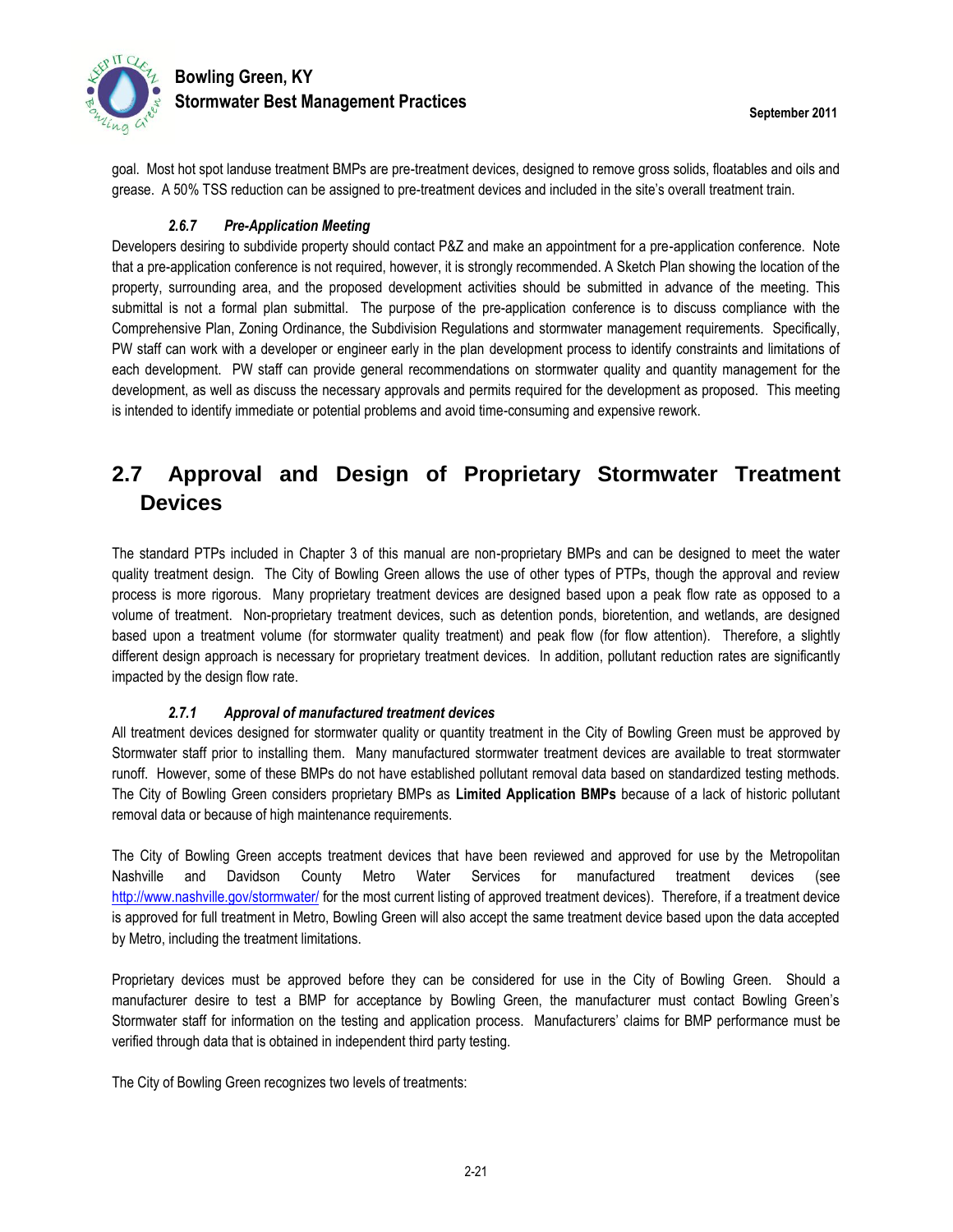goal. Most hot spot landuse treatment BMPs are pre-treatment devices, designed to remove gross solids, floatables and oils and grease. A 50% TSS reduction can be assigned to pre-treatment devices and included in the site's overall treatment train.

#### *2.6.7 Pre-Application Meeting*

Developers desiring to subdivide property should contact P&Z and make an appointment for a pre-application conference. Note that a pre-application conference is not required, however, it is strongly recommended. A Sketch Plan showing the location of the property, surrounding area, and the proposed development activities should be submitted in advance of the meeting. This submittal is not a formal plan submittal. The purpose of the pre-application conference is to discuss compliance with the Comprehensive Plan, Zoning Ordinance, the Subdivision Regulations and stormwater management requirements. Specifically, PW staff can work with a developer or engineer early in the plan development process to identify constraints and limitations of each development. PW staff can provide general recommendations on stormwater quality and quantity management for the development, as well as discuss the necessary approvals and permits required for the development as proposed. This meeting is intended to identify immediate or potential problems and avoid time-consuming and expensive rework.

## 2.7 Approval and Design of Proprietary Stormwater Treatment Devices

The standard PTPs included in Chapter 3 of this manual are non-proprietary BMPs and can be designed to meet the water quality treatment design. The City of Bowling Green allows the use of other types of PTPs, though the approval and review process is more rigorous. Many proprietary treatment devices are designed based upon a peak flow rate as opposed to a volume of treatment. Non-proprietary treatment devices, such as detention ponds, bioretention, and wetlands, are designed based upon a treatment volume (for stormwater quality treatment) and peak flow (for flow attention). Therefore, a slightly different design approach is necessary for proprietary treatment devices. In addition, pollutant reduction rates are significantly impacted by the design flow rate.

#### *2.7.1 Approval of manufactured treatment devices*

All treatment devices designed for stormwater quality or quantity treatment in the City of Bowling Green must be approved by Stormwater staff prior to installing them. Many manufactured stormwater treatment devices are available to treat stormwater runoff. However, some of these BMPs do not have established pollutant removal data based on standardized testing methods. The City of Bowling Green considers proprietary BMPs as **Limited Application BMPs** because of a lack of historic pollutant removal data or because of high maintenance requirements.

The City of Bowling Green accepts treatment devices that have been reviewed and approved for use by the Metropolitan Nashville and Davidson County Metro Water Services for manufactured treatment devices (see http://www.nashville.gov/stormwater/ for the most current listing of approved treatment devices). Therefore, if a treatment device is approved for full treatment in Metro, Bowling Green will also accept the same treatment device based upon the data accepted by Metro, including the treatment limitations.

Proprietary devices must be approved before they can be considered for use in the City of Bowling Green. Should a manufacturer desire to test a BMP for acceptance by Bowling Green, the manufacturer must contact Bowling Green's Stormwater staff for information on the testing and application process. Manufacturers' claims for BMP performance must be verified through data that is obtained in independent third party testing.

The City of Bowling Green recognizes two levels of treatments: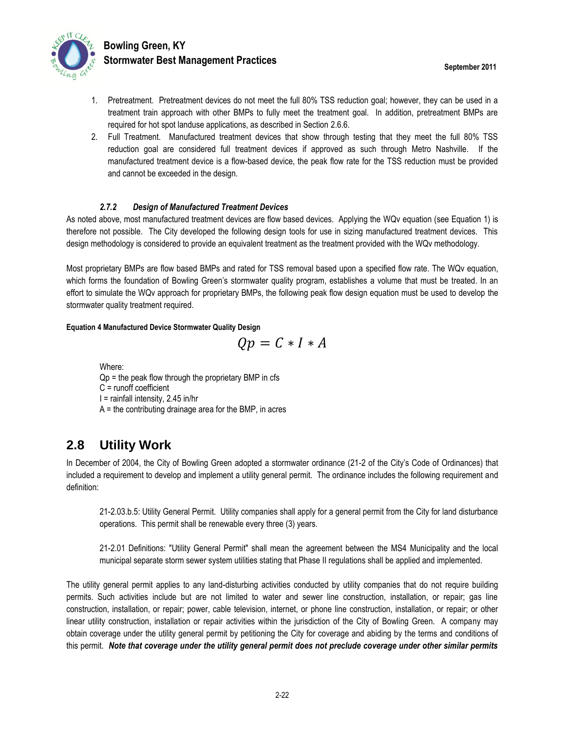1. Pretreatment. Pretreatment devices do not meet the full 80% TSS reduction goal; however, they can be used in a treatment train approach with other BMPs to fully meet the treatment goal. In addition, pretreatment BMPs are required for hot spot landuse applications, as described in Section 2.6.6.
2. Full Treatment. Manufactured treatment devices that show through testing that they meet the full 80% TSS reduction goal are considered full treatment devices if approved as such through Metro Nashville. If the manufactured treatment device is a flow-based device, the peak flow rate for the TSS reduction must be provided and cannot be exceeded in the design.

#### *2.7.2 Design of Manufactured Treatment Devices*

As noted above, most manufactured treatment devices are flow based devices. Applying the WQv equation (see Equation 1) is therefore not possible. The City developed the following design tools for use in sizing manufactured treatment devices. This design methodology is considered to provide an equivalent treatment as the treatment provided with the WQv methodology.

Most proprietary BMPs are flow based BMPs and rated for TSS removal based upon a specified flow rate. The WQv equation, which forms the foundation of Bowling Green's stormwater quality program, establishes a volume that must be treated. In an effort to simulate the WQv approach for proprietary BMPs, the following peak flow design equation must be used to develop the stormwater quality treatment required.

**Equation 4 Manufactured Device Stormwater Quality Design**

$$Qp = C * I * A$$

Where:
Qp = the peak flow through the proprietary BMP in cfs
C = runoff coefficient
I = rainfall intensity, 2.45 in/hr
A = the contributing drainage area for the BMP, in acres

## 2.8 Utility Work

In December of 2004, the City of Bowling Green adopted a stormwater ordinance (21-2 of the City's Code of Ordinances) that included a requirement to develop and implement a utility general permit. The ordinance includes the following requirement and definition:

> 21-2.03.b.5: Utility General Permit. Utility companies shall apply for a general permit from the City for land disturbance operations. This permit shall be renewable every three (3) years.
>
> 21-2.01 Definitions: "Utility General Permit" shall mean the agreement between the MS4 Municipality and the local municipal separate storm sewer system utilities stating that Phase II regulations shall be applied and implemented.

The utility general permit applies to any land-disturbing activities conducted by utility companies that do not require building permits. Such activities include but are not limited to water and sewer line construction, installation, or repair; gas line construction, installation, or repair; power, cable television, internet, or phone line construction, installation, or repair; or other linear utility construction, installation or repair activities within the jurisdiction of the City of Bowling Green. A company may obtain coverage under the utility general permit by petitioning the City for coverage and abiding by the terms and conditions of this permit. ***Note that coverage under the utility general permit does not preclude coverage under other similar permits***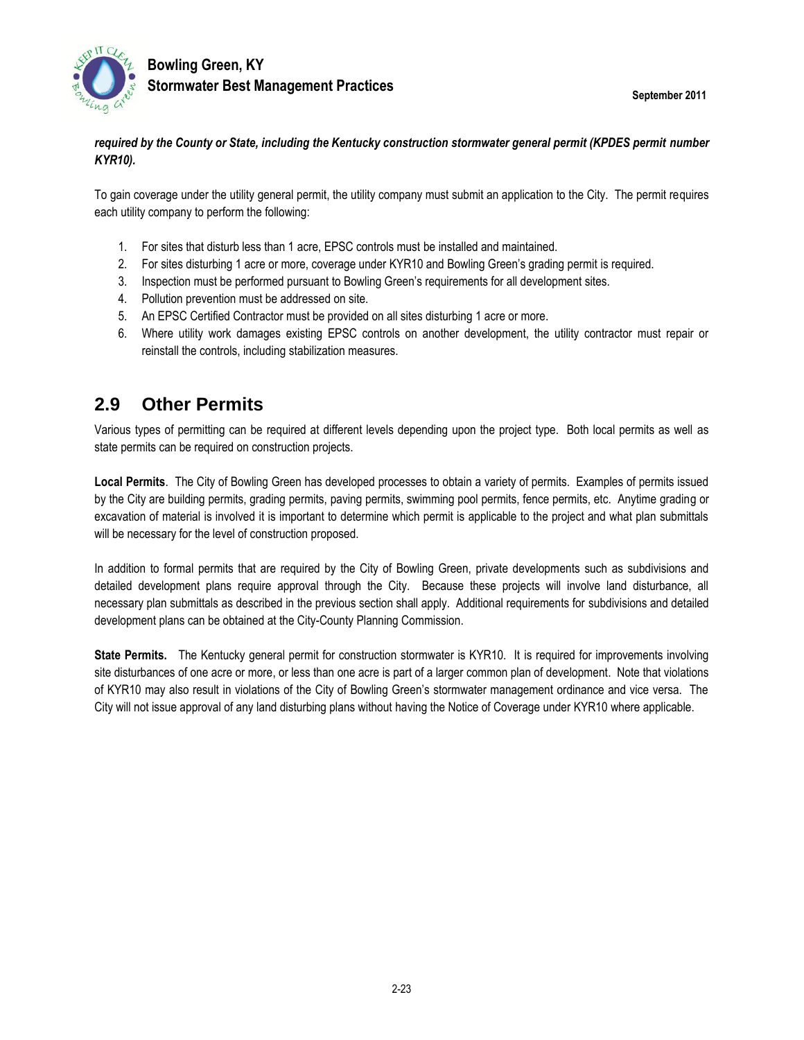***required by the County or State, including the Kentucky construction stormwater general permit (KPDES permit number KYR10).***

To gain coverage under the utility general permit, the utility company must submit an application to the City. The permit requires each utility company to perform the following:

1. For sites that disturb less than 1 acre, EPSC controls must be installed and maintained.
2. For sites disturbing 1 acre or more, coverage under KYR10 and Bowling Green's grading permit is required.
3. Inspection must be performed pursuant to Bowling Green's requirements for all development sites.
4. Pollution prevention must be addressed on site.
5. An EPSC Certified Contractor must be provided on all sites disturbing 1 acre or more.
6. Where utility work damages existing EPSC controls on another development, the utility contractor must repair or reinstall the controls, including stabilization measures.

## 2.9 Other Permits

Various types of permitting can be required at different levels depending upon the project type. Both local permits as well as state permits can be required on construction projects.

**Local Permits**. The City of Bowling Green has developed processes to obtain a variety of permits. Examples of permits issued by the City are building permits, grading permits, paving permits, swimming pool permits, fence permits, etc. Anytime grading or excavation of material is involved it is important to determine which permit is applicable to the project and what plan submittals will be necessary for the level of construction proposed.

In addition to formal permits that are required by the City of Bowling Green, private developments such as subdivisions and detailed development plans require approval through the City. Because these projects will involve land disturbance, all necessary plan submittals as described in the previous section shall apply. Additional requirements for subdivisions and detailed development plans can be obtained at the City-County Planning Commission.

**State Permits.** The Kentucky general permit for construction stormwater is KYR10. It is required for improvements involving site disturbances of one acre or more, or less than one acre is part of a larger common plan of development. Note that violations of KYR10 may also result in violations of the City of Bowling Green's stormwater management ordinance and vice versa. The City will not issue approval of any land disturbing plans without having the Notice of Coverage under KYR10 where applicable.